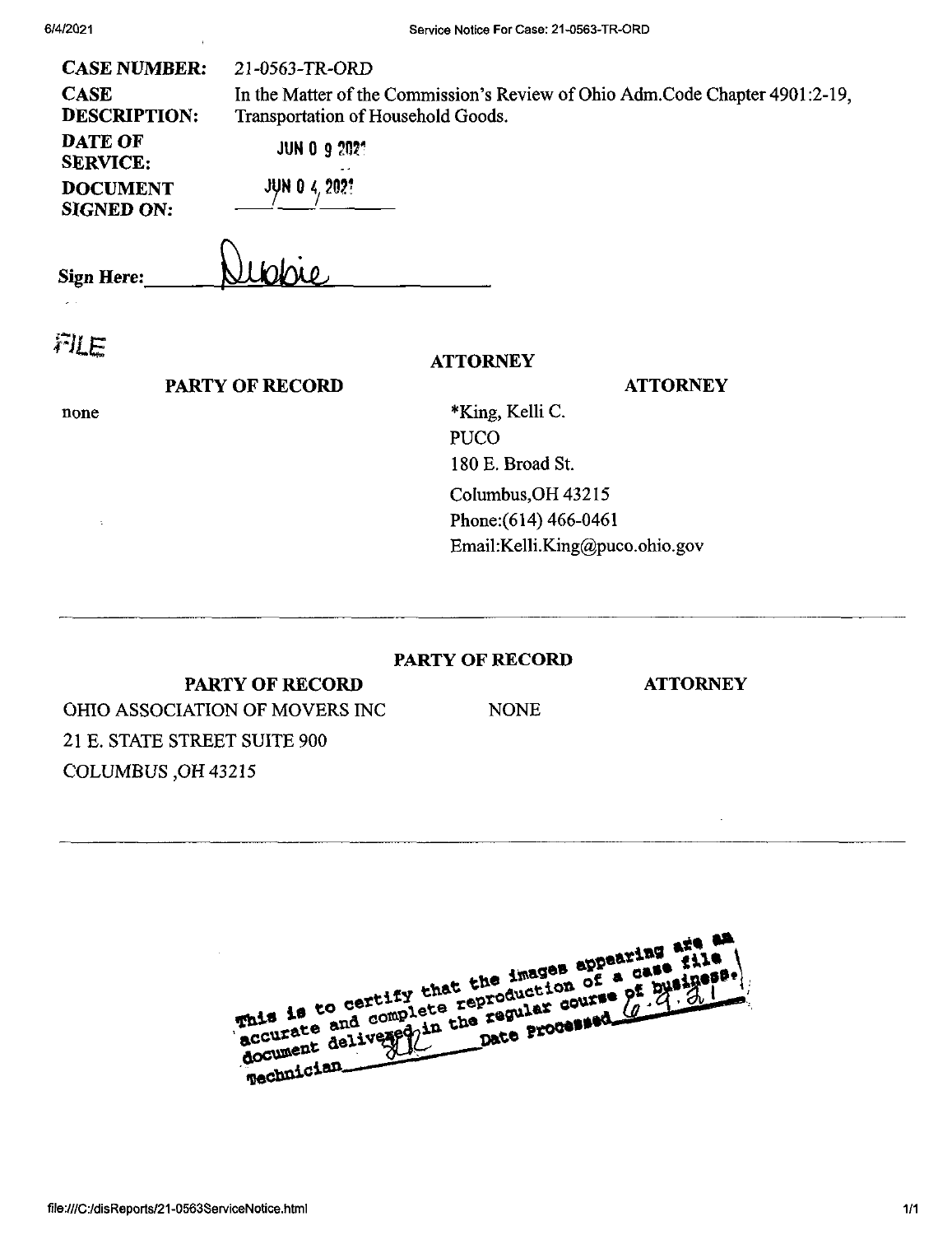**CASE NUMBER:** 21-0563-TR-ORD

**CASE DESCRIPTION:** In the Matter of the Commission's Review of Ohio Adm.Code Chapter 4901:2-19, Transportation of Household Goods.

**DATE OF SERVICE:** JUN 0 9 2021

**DOCUMENT SIGNED ON:** JUN 0 4 2021

**Sign Here:** Debbie

FILE

**ATTORNEY**

| PARTY OF RECORD | ATTORNEY |
|---|---|
| none | *King, Kelli C.<br>PUCO<br>180 E. Broad St.<br>Columbus,OH 43215<br>Phone:(614) 466-0461<br>Email:Kelli.King@puco.ohio.gov |

---

**PARTY OF RECORD**

| PARTY OF RECORD | ATTORNEY |
|---|---|
| OHIO ASSOCIATION OF MOVERS INC<br>21 E. STATE STREET SUITE 900<br>COLUMBUS ,OH 43215 | NONE |

---

This is to certify that the images appearing are an accurate and complete reproduction of a case file document delivered in the regular course of business. Technician ___ Date Processed 6.9.21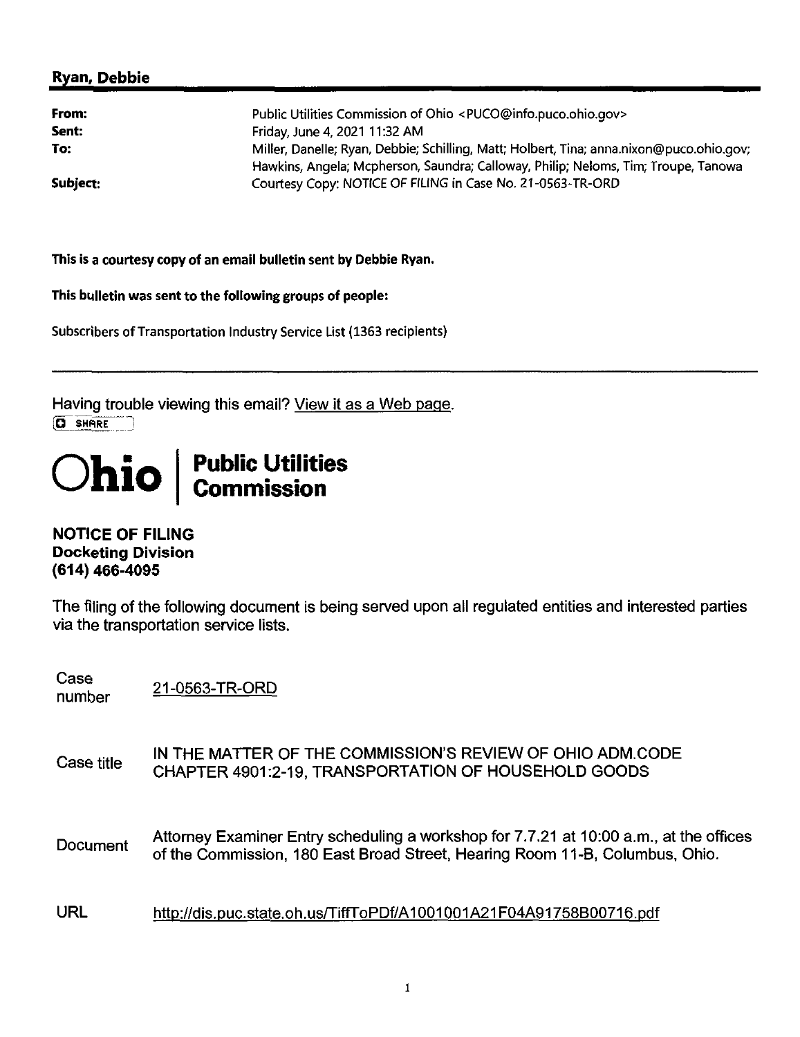## Ryan, Debbie

| | |
|---|---|
| **From:** | Public Utilities Commission of Ohio <PUCO@info.puco.ohio.gov> |
| **Sent:** | Friday, June 4, 2021 11:32 AM |
| **To:** | Miller, Danelle; Ryan, Debbie; Schilling, Matt; Holbert, Tina; anna.nixon@puco.ohio.gov; Hawkins, Angela; Mcpherson, Saundra; Calloway, Philip; Neloms, Tim; Troupe, Tanowa |
| **Subject:** | Courtesy Copy: NOTICE OF FILING in Case No. 21-0563-TR-ORD |

**This is a courtesy copy of an email bulletin sent by Debbie Ryan.**

**This bulletin was sent to the following groups of people:**

Subscribers of Transportation Industry Service List (1363 recipients)

---

Having trouble viewing this email? View it as a Web page.

SHARE

**Ohio | Public Utilities Commission**

**NOTICE OF FILING**
**Docketing Division**
**(614) 466-4095**

The filing of the following document is being served upon all regulated entities and interested parties via the transportation service lists.

| | |
|---|---|
| Case number | 21-0563-TR-ORD |
| Case title | IN THE MATTER OF THE COMMISSION'S REVIEW OF OHIO ADM.CODE CHAPTER 4901:2-19, TRANSPORTATION OF HOUSEHOLD GOODS |
| Document | Attorney Examiner Entry scheduling a workshop for 7.7.21 at 10:00 a.m., at the offices of the Commission, 180 East Broad Street, Hearing Room 11-B, Columbus, Ohio. |
| URL | http://dis.puc.state.oh.us/TiffToPDf/A1001001A21F04A91758B00716.pdf |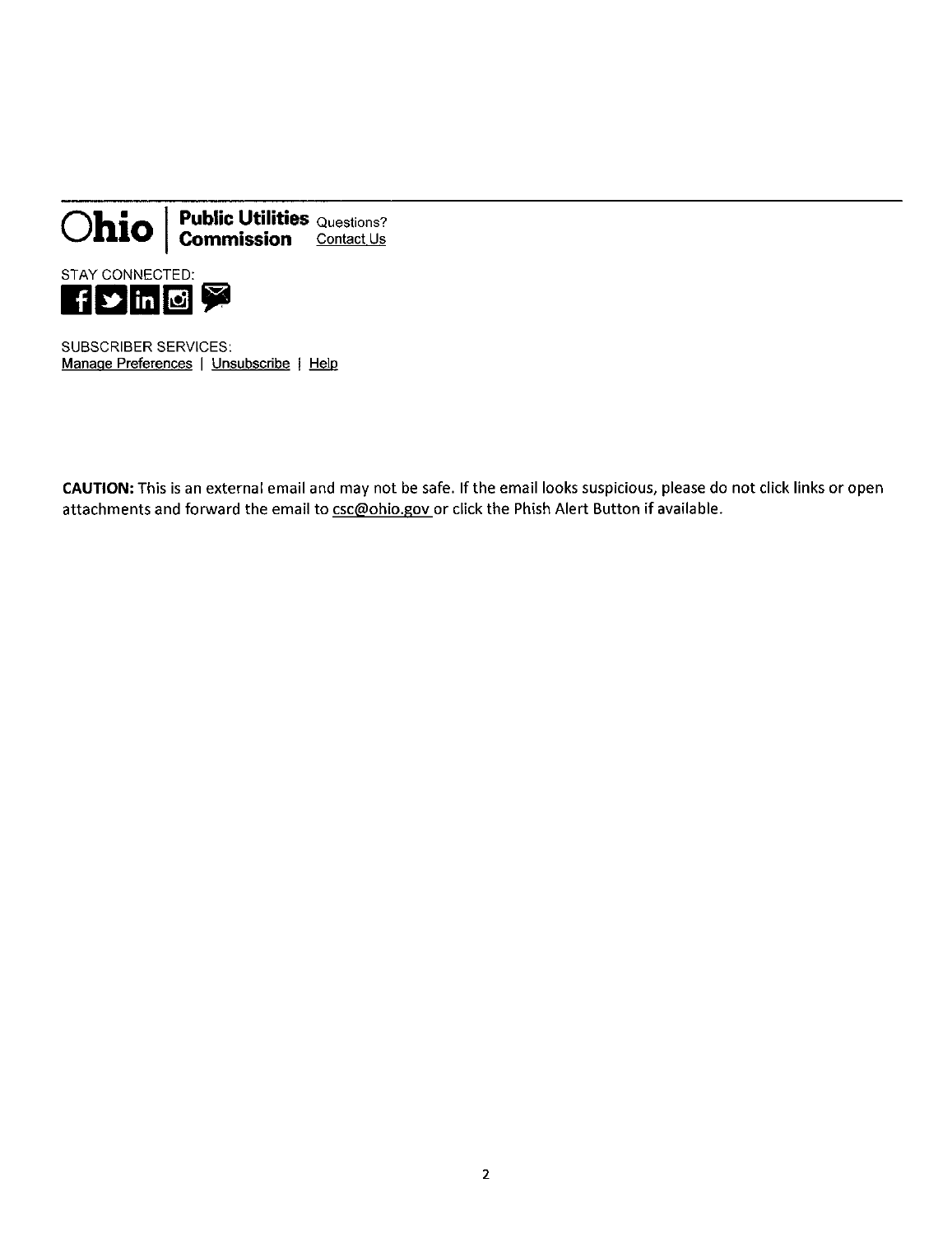---

**Ohio | Public Utilities Commission** Questions? Contact Us

STAY CONNECTED:

SUBSCRIBER SERVICES:
Manage Preferences | Unsubscribe | Help

**CAUTION:** This is an external email and may not be safe. If the email looks suspicious, please do not click links or open attachments and forward the email to csc@ohio.gov or click the Phish Alert Button if available.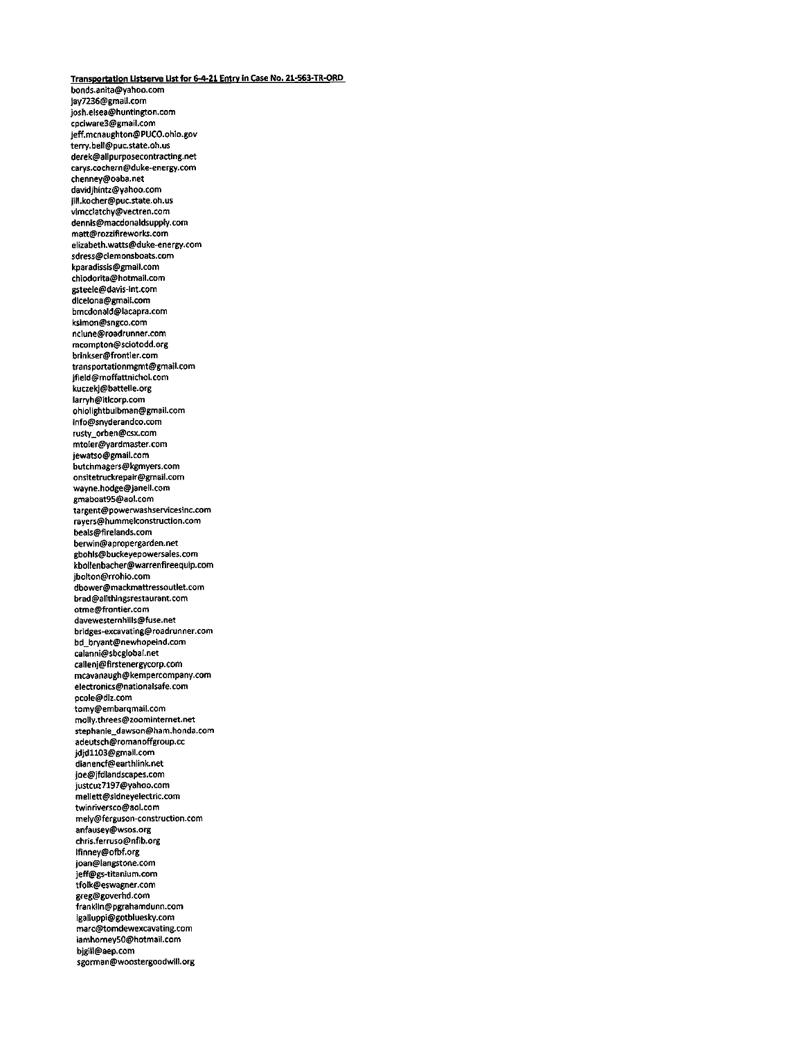**Transportation Listserve List for 6-4-21 Entry in Case No. 21-563-TR-ORD**

bonds.anita@yahoo.com
jay7236@gmail.com
josh.elsea@huntington.com
cpciware3@gmail.com
jeff.mcnaughton@PUCO.ohio.gov
terry.bell@puc.state.oh.us
derek@allpurposecontracting.net
carys.cochern@duke-energy.com
chenney@oaba.net
davidjhintz@yahoo.com
jill.kocher@puc.state.oh.us
vlmcclatchy@vectren.com
dennis@macdonaldsupply.com
matt@rozzifireworks.com
elizabeth.watts@duke-energy.com
sdress@clemonsboats.com
kparadissis@gmail.com
chiodorita@hotmail.com
gsteele@davis-int.com
dicelona@gmail.com
bmcdonald@lacapra.com
ksimon@sngco.com
nclune@roadrunner.com
mcompton@sciotodd.org
brinkser@frontier.com
transportationmgmt@gmail.com
jfield@moffattnichol.com
kuczekj@battelle.org
larryh@itlcorp.com
ohiolightbulbman@gmail.com
info@snyderandco.com
rusty_orben@csx.com
mtoler@yardmaster.com
jewatso@gmail.com
butchmagers@kgmyers.com
onsitetruckrepair@gmail.com
wayne.hodge@janell.com
gmaboat95@aol.com
targent@powerwashservicesinc.com
rayers@hummelconstruction.com
beals@firelands.com
berwin@apropergarden.net
gbohls@buckeyepowersales.com
kbollenbacher@warrenfireequip.com
jbolton@rrohio.com
dbower@mackmattressoutlet.com
brad@allthingsrestaurant.com
otme@frontier.com
davewesternhills@fuse.net
bridges-excavating@roadrunner.com
bd_bryant@newhopeind.com
calanni@sbcglobal.net
callenj@firstenergycorp.com
mcavanaugh@kempercompany.com
electronics@nationalsafe.com
pcole@dlz.com
tomy@embarqmail.com
molly.threes@zoominternet.net
stephanie_dawson@ham.honda.com
adeutsch@romanoffgroup.cc
jdjd1103@gmail.com
dianencf@earthlink.net
joe@jfdlandscapes.com
justcuz7197@yahoo.com
mellett@sidneyelectric.com
twinriversco@aol.com
mely@ferguson-construction.com
anfausey@wsos.org
chris.ferruso@nfib.org
lfinney@ofbf.org
joan@langstone.com
jeff@gs-titanium.com
tfolk@eswagner.com
greg@goverhd.com
franklin@pgrahamdunn.com
lgalluppi@gotbluesky.com
marc@tomdewexcavating.com
iamhorney50@hotmail.com
bjgill@aep.com
sgorman@woostergoodwill.org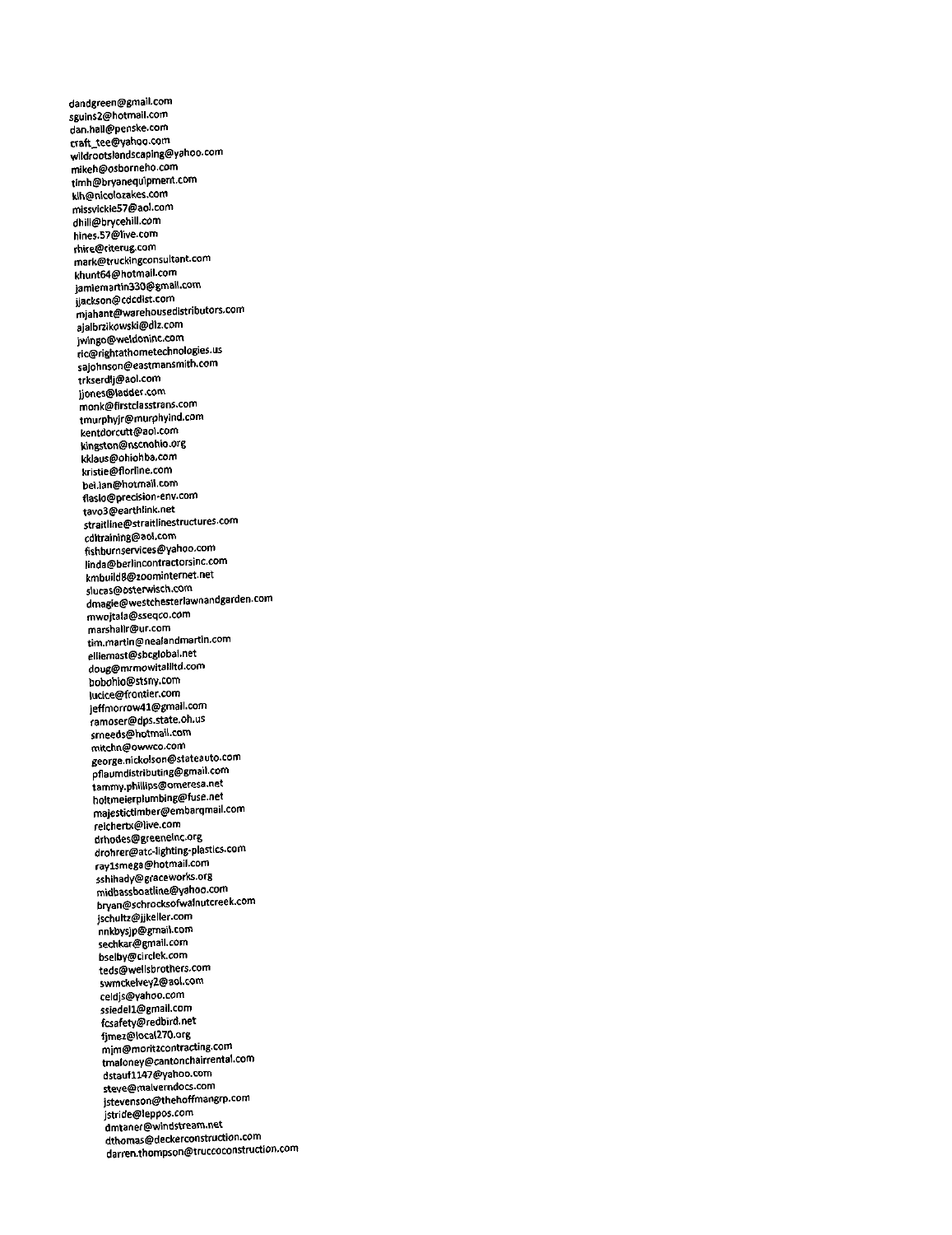dandgreen@gmail.com
sguins2@hotmail.com
dan.hall@penske.com
craft_tee@yahoo.com
wildrootslandscaping@yahoo.com
mikeh@osborneho.com
timh@bryanequipment.com
klh@nicolozakes.com
missvickie57@aol.com
dhill@brycehill.com
hines.57@live.com
rhire@riterug.com
mark@truckingconsultant.com
khunt64@hotmail.com
jamiemartin330@gmail.com
jjackson@cdcdist.com
mjahant@warehousedistributors.com
ajalbrzikowski@dlz.com
jwingo@weldoninc.com
ric@rightathometechnologies.us
sajohnson@eastmansmith.com
trkserdlj@aol.com
jjones@ladder.com
monk@firstclasstrans.com
tmurphyjr@murphyind.com
kentdorcutt@aol.com
kingston@nscnohio.org
kklaus@ohiohba.com
kristie@florline.com
bei.lan@hotmail.com
flaslo@precision-env.com
tavo3@earthlink.net
straitline@straitlinestructures.com
cdltraining@aol.com
fishburnservices@yahoo.com
linda@berlincontractorsinc.com
kmbuild8@zoominternet.net
slucas@osterwisch.com
dmagie@westchesterlawnandgarden.com
mwojtala@sseqco.com
marshallr@ur.com
tim.martin@nealandmartin.com
elliemast@sbcglobal.net
doug@mrmowitallltd.com
bobohio@stsny.com
lucice@frontier.com
jeffmorrow41@gmail.com
ramoser@dps.state.oh.us
smeeds@hotmail.com
mitchn@owwco.com
george.nickolson@stateauto.com
pflaumdistributing@gmail.com
tammy.phillips@omeresa.net
holtmeierplumbing@fuse.net
majestictimber@embarqmail.com
reichertx@live.com
drhodes@greeneinc.org
drohrer@atc-lighting-plastics.com
ray1smega@hotmail.com
sshihady@graceworks.org
midbassboatline@yahoo.com
bryan@schrocksofwalnutcreek.com
jschultz@jjkeller.com
nnkbysjp@gmail.com
sechkar@gmail.com
bselby@circlek.com
teds@wellsbrothers.com
swmckelvey2@aol.com
celdjs@yahoo.com
ssiedel1@gmail.com
fcsafety@redbird.net
fjmez@local270.org
mjm@moritzcontracting.com
tmaloney@cantonchairrental.com
dstauf1147@yahoo.com
steve@malverndocs.com
jstevenson@thehoffmangrp.com
jstride@leppos.com
dmtaner@windstream.net
dthomas@deckerconstruction.com
darren.thompson@truccoconstruction.com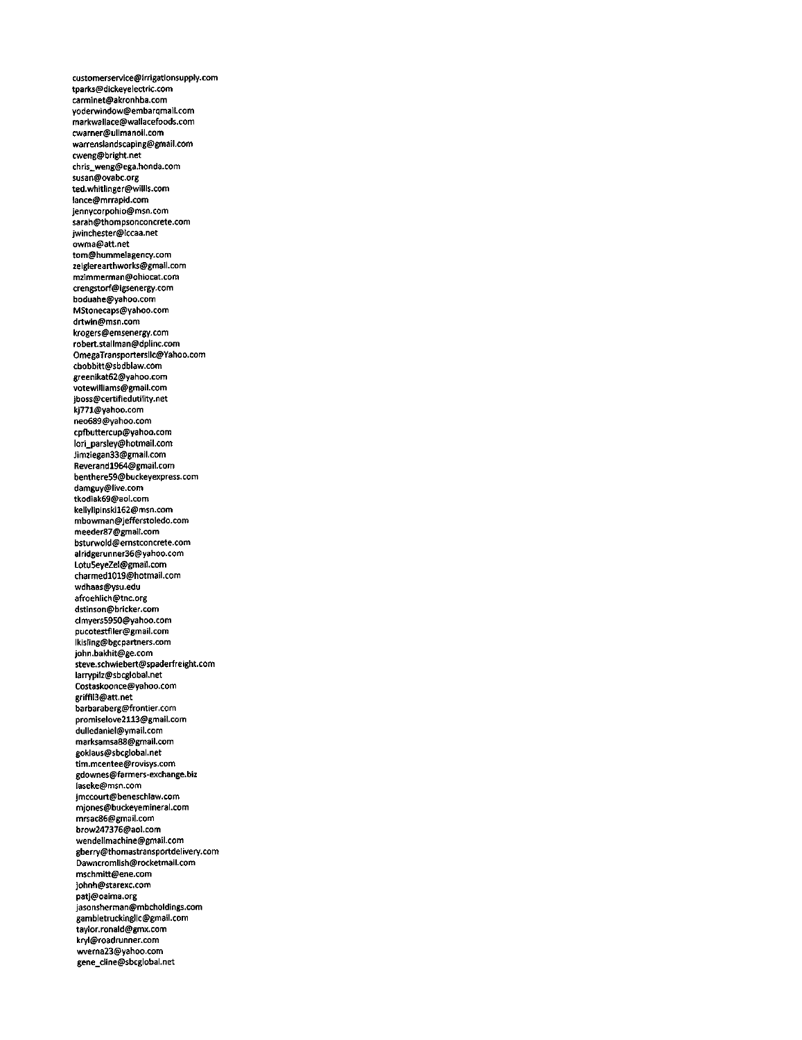customerservice@irrigationsupply.com
tparks@dickeyelectric.com
carminet@akronhba.com
yoderwindow@embarqmail.com
markwallace@wallacefoods.com
cwarner@ullmanoil.com
warrenslandscaping@gmail.com
cweng@bright.net
chris_weng@ega.honda.com
susan@ovabc.org
ted.whitlinger@willis.com
lance@mrrapid.com
jennycorpohio@msn.com
sarah@thompsonconcrete.com
jwinchester@lccaa.net
owma@att.net
tom@hummelagency.com
zeiglerearthworks@gmail.com
mzimmerman@ohiocat.com
crengstorf@igsenergy.com
boduahe@yahoo.com
MStonecaps@yahoo.com
drtwin@msn.com
krogers@emsenergy.com
robert.stallman@dplinc.com
OmegaTransportersllc@Yahoo.com
cbobbitt@sbdblaw.com
greenikat62@yahoo.com
votewilliams@gmail.com
jboss@certifiedutility.net
kj771@yahoo.com
neo689@yahoo.com
cpfbuttercup@yahoo.com
lori_parsley@hotmail.com
Jimziegan33@gmail.com
Reverand1964@gmail.com
benthere59@buckeyexpress.com
damguy@live.com
tkodiak69@aol.com
kellylipinski162@msn.com
mbowman@jefferstoledo.com
meeder87@gmail.com
bsturwold@ernstconcrete.com
alridgerunner36@yahoo.com
Lotu5eyeZel@gmail.com
charmed1019@hotmail.com
wdhaas@ysu.edu
afroehlich@tnc.org
dstinson@bricker.com
clmyers5950@yahoo.com
pucotestfiler@gmail.com
lkisling@bgcpartners.com
john.bakhit@ge.com
steve.schwiebert@spaderfreight.com
larrypilz@sbcglobal.net
Costaskoonce@yahoo.com
griffil3@att.net
barbaraberg@frontier.com
promiselove2113@gmail.com
dulledaniel@ymail.com
marksamsa88@gmail.com
goklaus@sbcglobal.net
tim.mcentee@rovisys.com
gdownes@farmers-exchange.biz
laseke@msn.com
jmccourt@beneschlaw.com
mjones@buckeyemineral.com
mrsac86@gmail.com
brow247376@aol.com
wendellmachine@gmail.com
gberry@thomastransportdelivery.com
Dawncromlish@rocketmail.com
mschmitt@ene.com
johnh@starexc.com
patj@oaima.org
jasonsherman@mbcholdings.com
gambletruckingllc@gmail.com
taylor.ronald@gmx.com
kryl@roadrunner.com
wverna23@yahoo.com
gene_cline@sbcglobal.net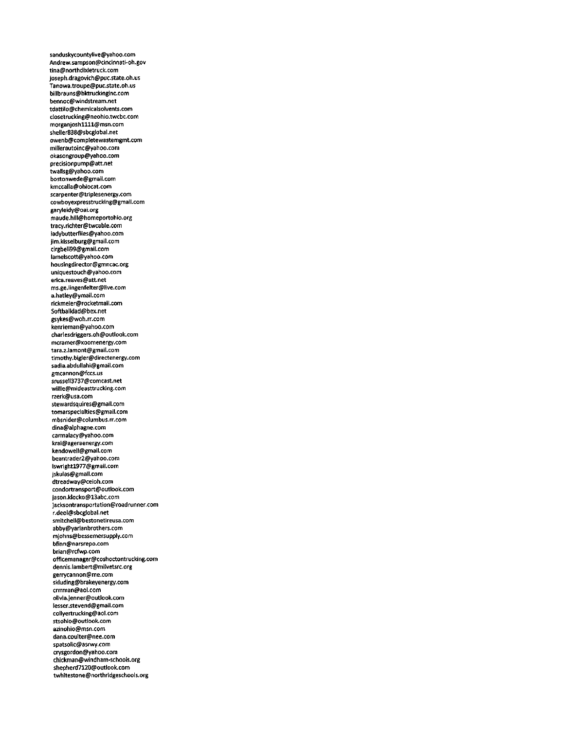sanduskycountylive@yahoo.com
Andrew.sampson@cincinnati-oh.gov
tina@northdixietruck.com
joseph.dragovich@puc.state.oh.us
Tanowa.troupe@puc.state.oh.us
billbrauns@bktruckinginc.com
bennoc@windstream.net
tdattilo@chemicalsolvents.com
closetrucking@neohio.twcbc.com
morganjosh1111@msn.com
sheller838@sbcglobal.net
owenb@completewastemgmt.com
millerautoinc@yahoo.com
okasongroup@yahoo.com
precisionpump@att.net
twallsg@yahoo.com
bostonwede@gmail.com
kmccalla@ohiocat.com
scarpenter@triplesenergy.com
cowboyexpresstrucking@gmail.com
garyleidy@oai.org
maude.hill@homeportohio.org
tracy.richter@twcable.com
ladybutterflies@yahoo.com
jim.kisselburg@gmail.com
clrgbell99@gmail.com
lamelscott@yahoo.com
housingdirector@gmncac.org
uniquestouch@yahoo.com
erica.reaves@att.net
ms.ge.lingenfelter@live.com
a.hatley@ymail.com
rickmeier@rocketmail.com
Softballdad@bex.net
gsykes@woh.rr.com
kenrieman@yahoo.com
charlesdriggers.oh@outlook.com
mcramer@xoomenergy.com
tara.z.lamont@gmail.com
timothy.bigler@directenergy.com
sadia.abdullahi@gmail.com
gmcannon@fccs.us
srussell3737@comcast.net
willie@mideasttrucking.com
rzerk@usa.com
stewardsquires@gmail.com
tomarspecialties@gmail.com
mbsnider@columbus.rr.com
dina@alphagne.com
carmalacy@yahoo.com
krai@ageraenergy.com
kendowell@gmail.com
beantrader2@yahoo.com
lswright1977@gmail.com
jskulas@gmail.com
dtreadway@ceioh.com
condortransport@outlook.com
jason.klocko@13abc.com
jacksontransportation@roadrunner.com
r.deol@sbcglobal.net
smitchell@bestonetireusa.com
abby@yarianbrothers.com
mjohns@bessemersupply.com
bfinn@narsrepo.com
brian@rcfwp.com
officemanager@coshoctontrucking.com
dennis.lambert@milvetsrc.org
gerrycannon@me.com
skluding@brakeyenergy.com
crrrman@aol.com
olivia.jenner@outlook.com
lesser.stevend@gmail.com
collyertrucking@aol.com
stsohio@outlook.com
azinohio@msn.com
dana.coulter@nee.com
spatsolic@asrwy.com
crysgordon@yahoo.com
chickman@windham-schools.org
shepherd7120@outlook.com
twhitestone@northridgeschools.org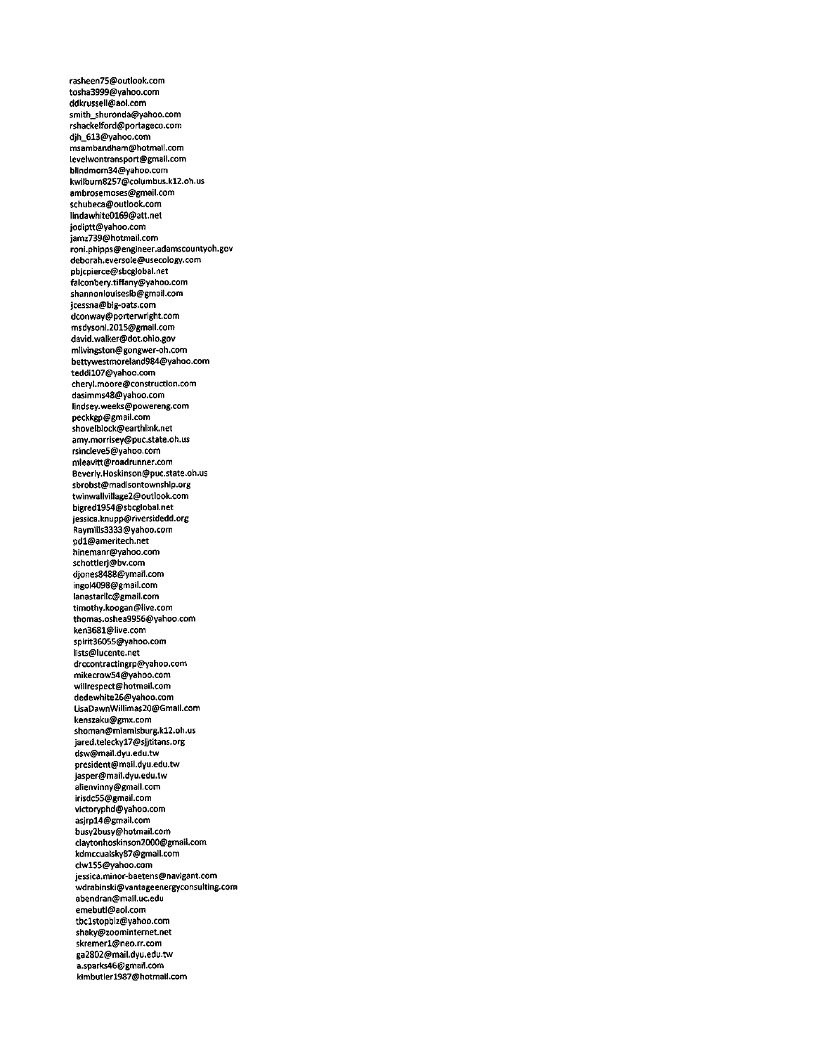rasheen75@outlook.com
tosha3999@yahoo.com
ddkrussell@aol.com
smith_shuronda@yahoo.com
rshackelford@portageco.com
djh_613@yahoo.com
msambandham@hotmail.com
levelwontransport@gmail.com
blindmom34@yahoo.com
kwilburn8257@columbus.k12.oh.us
ambrosemoses@gmail.com
schubeca@outlook.com
lindawhite0169@att.net
jodiptt@yahoo.com
jamz739@hotmail.com
roni.phipps@engineer.adamscountyoh.gov
deborah.eversole@usecology.com
pbjcpierce@sbcglobal.net
falconbery.tiffany@yahoo.com
shannonlouiseslb@gmail.com
jcessna@big-oats.com
dconway@porterwright.com
msdysonl.2015@gmail.com
david.walker@dot.ohio.gov
mlivingston@gongwer-oh.com
bettywestmoreland984@yahoo.com
teddi107@yahoo.com
cheryl.moore@construction.com
dasimms48@yahoo.com
lindsey.weeks@powereng.com
peckkgp@gmail.com
shovelblock@earthlink.net
amy.morrisey@puc.state.oh.us
rsincleve5@yahoo.com
mleavitt@roadrunner.com
Beverly.Hoskinson@puc.state.oh.us
sbrobst@madisontownship.org
twinwallvillage2@outlook.com
bigred1954@sbcglobal.net
jessica.knupp@riversidedd.org
Raymills3333@yahoo.com
pd1@ameritech.net
hinemanr@yahoo.com
schottlerj@bv.com
djones8488@ymail.com
ingol4098@gmail.com
lanastarllc@gmail.com
timothy.koogan@live.com
thomas.oshea9956@yahoo.com
ken3681@live.com
spirit36055@yahoo.com
lists@lucente.net
drccontractingrp@yahoo.com
mikecrow54@yahoo.com
willrespect@hotmail.com
dedewhite26@yahoo.com
LisaDawnWillimas20@Gmail.com
kenszaku@gmx.com
shoman@miamisburg.k12.oh.us
jared.telecky17@sjjtitans.org
dsw@mail.dyu.edu.tw
president@mail.dyu.edu.tw
jasper@mail.dyu.edu.tw
alienvinny@gmail.com
irisdc55@gmail.com
victoryphd@yahoo.com
asjrp14@gmail.com
busy2busy@hotmail.com
claytonhoskinson2000@gmail.com
kdmccualsky87@gmail.com
clw155@yahoo.com
jessica.minor-baetens@navigant.com
wdrabinski@vantageenergyconsulting.com
abendran@mail.uc.edu
emebutl@aol.com
tbc1stopbiz@yahoo.com
shaky@zoominternet.net
skremer1@neo.rr.com
ga2802@mail.dyu.edu.tw
a.sparks46@gmail.com
kimbutler1987@hotmail.com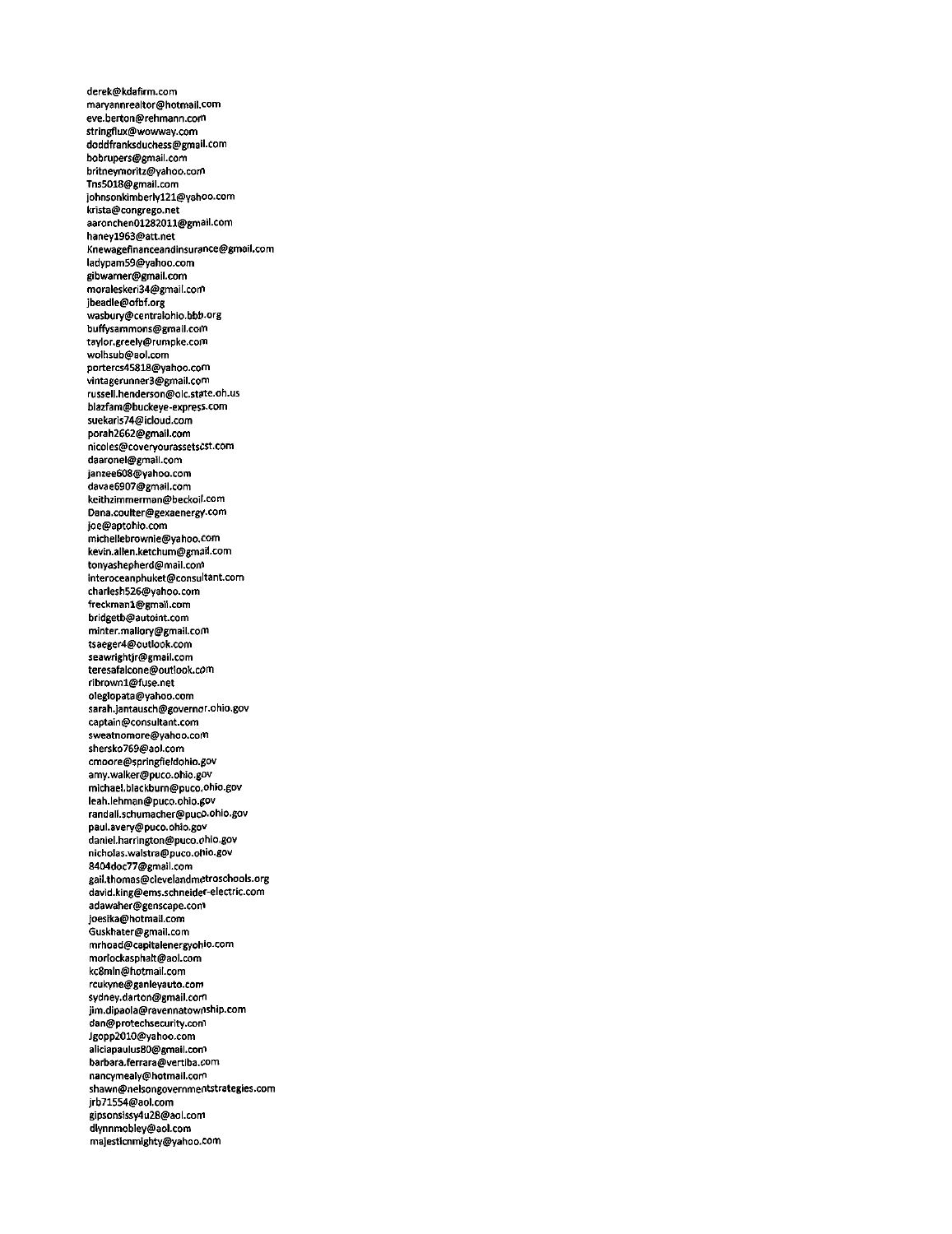derek@kdafirm.com
maryannrealtor@hotmail.com
eve.berton@rehmann.com
stringflux@wowway.com
doddfranksduchess@gmail.com
bobrupers@gmail.com
britneymoritz@yahoo.com
Tns5018@gmail.com
johnsonkimberly121@yahoo.com
krista@congrego.net
aaronchen01282011@gmail.com
haney1963@att.net
Knewagefinanceandinsurance@gmail.com
ladypam59@yahoo.com
gibwarner@gmail.com
moraleskeri34@gmail.com
jbeadle@ofbf.org
wasbury@centralohio.bbb.org
buffysammons@gmail.com
taylor.greely@rumpke.com
wolhsub@aol.com
portercs45818@yahoo.com
vintagerunner3@gmail.com
russell.henderson@olc.state.oh.us
blazfam@buckeye-express.com
suekarls74@icloud.com
porah2662@gmail.com
nicoles@coveryourassetscst.com
daaronel@gmail.com
janzee608@yahoo.com
davae6907@gmail.com
keithzimmerman@beckoil.com
Dana.coulter@gexaenergy.com
joe@aptohio.com
michellebrownie@yahoo.com
kevin.allen.ketchum@gmail.com
tonyashepherd@mail.com
interoceanphuket@consultant.com
charlesh526@yahoo.com
freckman1@gmail.com
bridgetb@autoint.com
minter.mallory@gmail.com
tsaeger4@outlook.com
seawrightjr@gmail.com
teresafalcone@outlook.com
rlbrown1@fuse.net
oleglopata@yahoo.com
sarah.jantausch@governor.ohio.gov
captain@consultant.com
sweatnomore@yahoo.com
shersko769@aol.com
cmoore@springfieldohio.gov
amy.walker@puco.ohio.gov
michael.blackburn@puco.ohio.gov
leah.lehman@puco.ohio.gov
randall.schumacher@puco.ohio.gov
paul.avery@puco.ohio.gov
daniel.harrington@puco.ohio.gov
nicholas.walstra@puco.ohio.gov
8404doc77@gmail.com
gail.thomas@clevelandmetroschools.org
david.king@ems.schneider-electric.com
adawaher@genscape.com
joesika@hotmail.com
Guskhater@gmail.com
mrhoad@capitalenergyohio.com
morlockasphalt@aol.com
kc8mln@hotmail.com
rcukyne@ganleyauto.com
sydney.darton@gmail.com
jim.dipaola@ravennatownship.com
dan@protechsecurity.com
Jgopp2010@yahoo.com
aliciapaulus80@gmail.com
barbara.ferrara@vertiba.com
nancymealy@hotmail.com
shawn@nelsongovernmentstrategies.com
jrb71554@aol.com
gipsonsissy4u28@aol.com
dlynnmobley@aol.com
majesticmighty@yahoo.com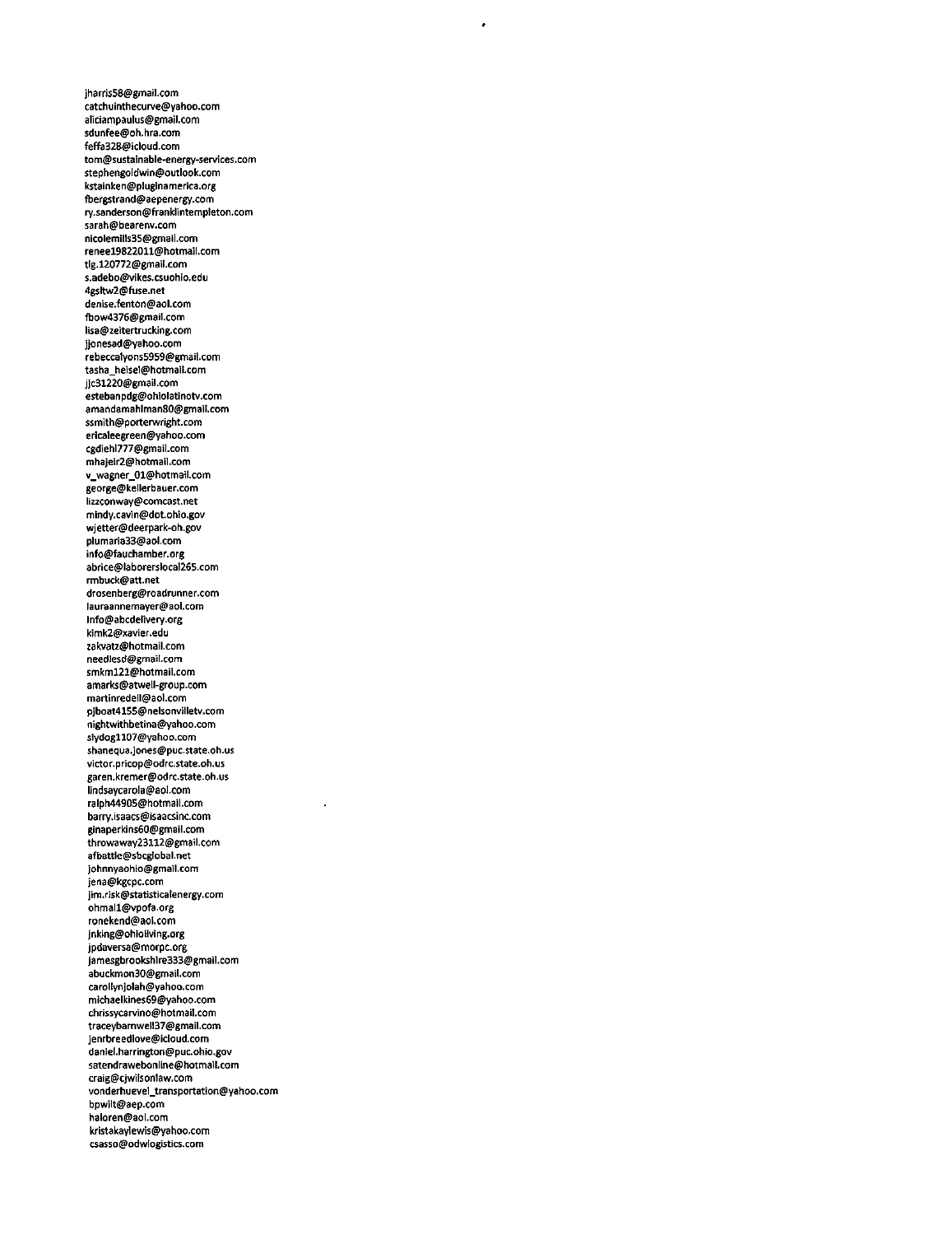jharris58@gmail.com
catchuinthecurve@yahoo.com
aliciampaulus@gmail.com
sdunfee@oh.hra.com
feffa328@icloud.com
tom@sustainable-energy-services.com
stephengoldwin@outlook.com
kstainken@pluginamerica.org
fbergstrand@aepenergy.com
ry.sanderson@franklintempleton.com
sarah@bearenv.com
nicolemills35@gmail.com
renee19822011@hotmail.com
tlg.120772@gmail.com
s.adebo@vikes.csuohio.edu
4gsltw2@fuse.net
denise.fenton@aol.com
fbow4376@gmail.com
lisa@zeitertrucking.com
jjonesad@yahoo.com
rebeccalyons5959@gmail.com
tasha_heisel@hotmail.com
jjc31220@gmail.com
estebanpdg@ohiolatinotv.com
amandamahlman80@gmail.com
ssmith@porterwright.com
ericaleegreen@yahoo.com
cgdiehl777@gmail.com
mhajeir2@hotmail.com
v_wagner_01@hotmail.com
george@kellerbauer.com
lizzconway@comcast.net
mindy.cavin@dot.ohio.gov
wjetter@deerpark-oh.gov
plumaria33@aol.com
info@fauchamber.org
abrice@laborerslocal265.com
rmbuck@att.net
drosenberg@roadrunner.com
lauraannemayer@aol.com
info@abcdelivery.org
kimk2@xavier.edu
zakvatz@hotmail.com
needlesd@gmail.com
smkm121@hotmail.com
amarks@atwell-group.com
martinredell@aol.com
pjboat4155@nelsonvilletv.com
nightwithbetina@yahoo.com
slydog1107@yahoo.com
shanequa.jones@puc.state.oh.us
victor.pricop@odrc.state.oh.us
garen.kremer@odrc.state.oh.us
lindsaycarola@aol.com
ralph44905@hotmail.com
barry.isaacs@isaacsinc.com
ginaperkins60@gmail.com
throwaway23112@gmail.com
afbattle@sbcglobal.net
johnnyaohio@gmail.com
jena@kgcpc.com
jim.risk@statisticalenergy.com
ohmal1@vpofa.org
ronekend@aol.com
jnking@ohioliving.org
jpdaversa@morpc.org
jamesgbrookshire333@gmail.com
abuckmon30@gmail.com
carollynjolah@yahoo.com
michaelkines69@yahoo.com
chrissycarvino@hotmail.com
traceybarnwell37@gmail.com
jenrbreedlove@icloud.com
daniel.harrington@puc.ohio.gov
satendrawebonline@hotmail.com
craig@cjwilsonlaw.com
vonderhuevel_transportation@yahoo.com
bpwilt@aep.com
haloren@aol.com
kristakaylewis@yahoo.com
csasso@odwlogistics.com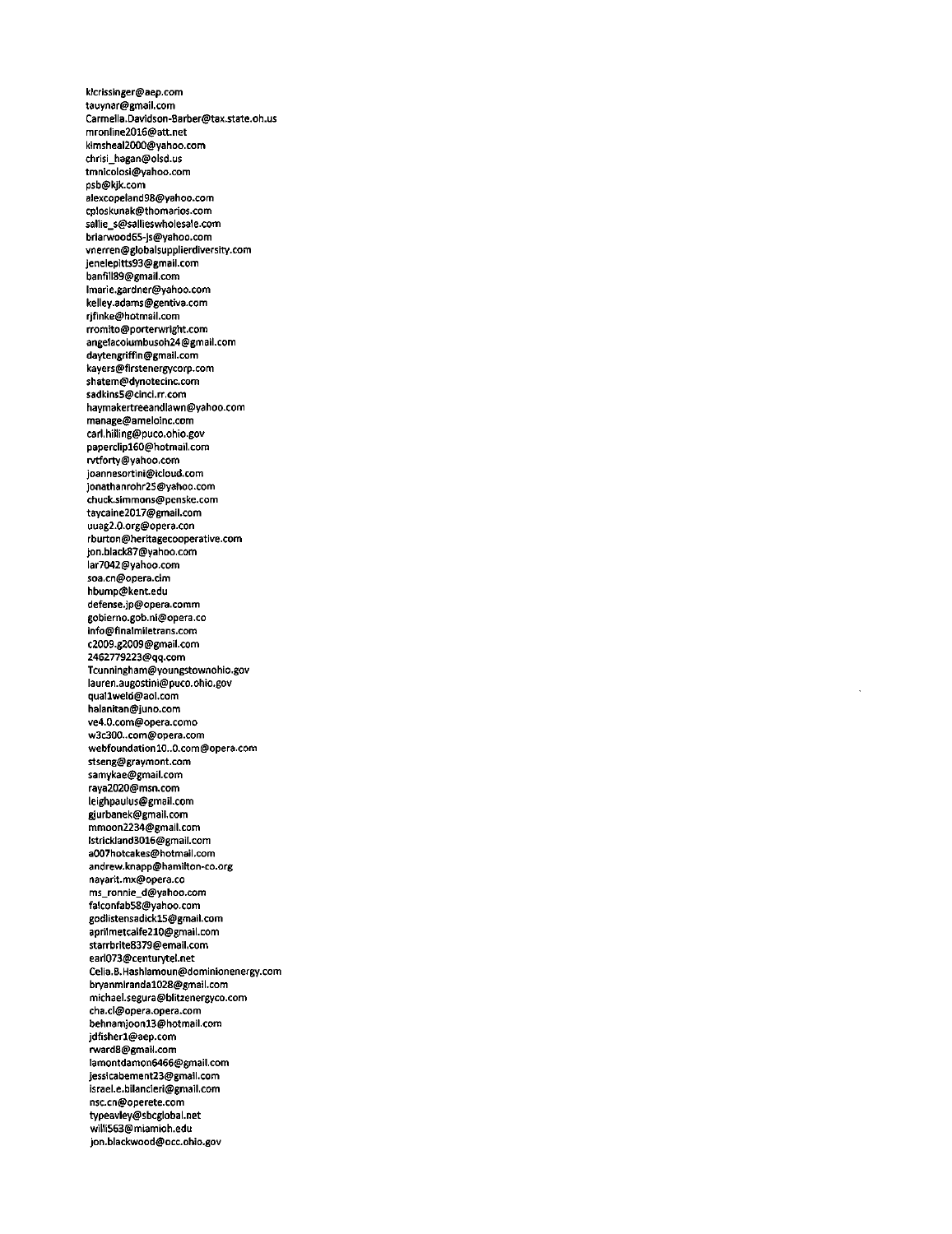klcrissinger@aep.com
tauynar@gmail.com
Carmella.Davidson-Barber@tax.state.oh.us
mronline2016@att.net
kimsheal2000@yahoo.com
chrisi_hagan@olsd.us
tmnicolosi@yahoo.com
psb@kjk.com
alexcopeland98@yahoo.com
cploskunak@thomarios.com
sallie_s@sallieswholesale.com
briarwood65-js@yahoo.com
vnerren@globalsupplierdiversity.com
jenelepitts93@gmail.com
banfill89@gmail.com
lmarie.gardner@yahoo.com
kelley.adams@gentiva.com
rjfinke@hotmail.com
rromito@porterwright.com
angelacolumbusoh24@gmail.com
daytengriffin@gmail.com
kayers@firstenergycorp.com
shatem@dynotecinc.com
sadkins5@cinci.rr.com
haymakertreeandlawn@yahoo.com
manage@ameloinc.com
carl.hilling@puco.ohio.gov
paperclip160@hotmail.com
rvtforty@yahoo.com
joannesortini@icloud.com
jonathanrohr25@yahoo.com
chuck.simmons@penske.com
taycaine2017@gmail.com
uuag2.0.org@opera.con
rburton@heritagecooperative.com
jon.black87@yahoo.com
lar7042@yahoo.com
soa.cn@opera.cim
hbump@kent.edu
defense.jp@opera.comm
gobierno.gob.ni@opera.co
info@finalmiletrans.com
c2009.g2009@gmail.com
2462779223@qq.com
Tcunningham@youngstownohio.gov
lauren.augostini@puco.ohio.gov
qual1weld@aol.com
halanitan@juno.com
ve4.0.com@opera.como
w3c300..com@opera.com
webfoundation10..0.com@opera.com
stseng@graymont.com
samykae@gmail.com
raya2020@msn.com
leighpaulus@gmail.com
gjurbanek@gmail.com
mmoon2234@gmail.com
lstrickland3016@gmail.com
a007hotcakes@hotmail.com
andrew.knapp@hamilton-co.org
nayarit.mx@opera.co
ms_ronnie_d@yahoo.com
falconfab58@yahoo.com
godlistensadick15@gmail.com
aprilmetcalfe210@gmail.com
starrbrite8379@email.com
earl073@centurytel.net
Celia.B.Hashlamoun@dominionenergy.com
bryanmiranda1028@gmail.com
michael.segura@blitzenergyco.com
cha.cl@opera.opera.com
behnamjoon13@hotmail.com
jdfisher1@aep.com
rward8@gmail.com
lamontdamon6466@gmail.com
jessicabement23@gmail.com
israel.e.bilancieri@gmail.com
nsc.cn@operete.com
typeavley@sbcglobal.net
willi563@miamioh.edu
jon.blackwood@occ.ohio.gov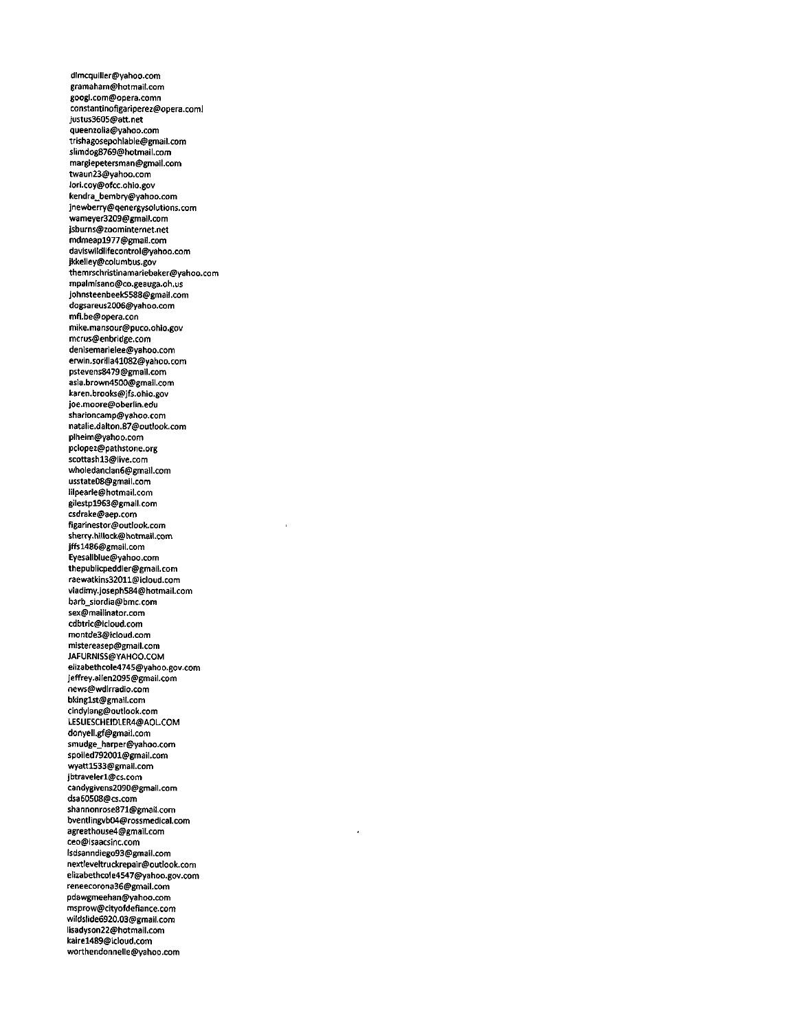dlmcquiller@yahoo.com
gramaham@hotmail.com
googl.com@opera.comn
constantinofigariperez@opera.coml
justus3605@att.net
queenzolia@yahoo.com
trishagosepohlable@gmail.com
slimdog8769@hotmail.com
margiepetersman@gmail.com
twaun23@yahoo.com
lori.coy@ofcc.ohio.gov
kendra_bembry@yahoo.com
jnewberry@qenergysolutions.com
wameyer3209@gmail.com
jsburns@zoominternet.net
mdmeap1977@gmail.com
daviswildlifecontrol@yahoo.com
jkkelley@columbus.gov
themrschristinamariebaker@yahoo.com
mpalmisano@co.geauga.oh.us
johnsteenbeek5588@gmail.com
dogsareus2006@yahoo.com
mfi.be@opera.con
mike.mansour@puco.ohio.gov
mcrus@enbridge.com
denisemarielee@yahoo.com
erwin.sorilla41082@yahoo.com
pstevens8479@gmail.com
asia.brown4500@gmail.com
karen.brooks@jfs.ohio.gov
joe.moore@oberlin.edu
sharioncamp@yahoo.com
natalie.dalton.87@outlook.com
plheim@yahoo.com
pclopez@pathstone.org
scottash13@live.com
wholedanclan6@gmail.com
usstate08@gmail.com
lilpearle@hotmail.com
gilestp1963@gmail.com
csdrake@aep.com
figarinestor@outlook.com
sherry.hillock@hotmail.com
jffs1486@gmail.com
Eyesallblue@yahoo.com
thepublicpeddler@gmail.com
raewatkins32011@icloud.com
vladimy.joseph584@hotmail.com
barb_siordia@bmc.com
sex@mailinator.com
cdbtric@icloud.com
montde3@icloud.com
mistereasep@gmail.com
JAFURNISS@YAHOO.COM
elizabethcole4745@yahoo.gov.com
jeffrey.allen2095@gmail.com
news@wdlrradio.com
bking1st@gmail.com
cindylang@outlook.com
LESLIESCHEIDLER4@AOL.COM
donyell.gf@gmail.com
smudge_harper@yahoo.com
spoiled792001@gmail.com
wyatt1533@gmail.com
jbtraveler1@cs.com
candygivens2090@gmail.com
dsa60508@cs.com
shannonrose871@gmail.com
bventlingvb04@rossmedical.com
agreathouse4@gmail.com
ceo@isaacsinc.com
lsdsanndiego93@gmail.com
nextleveltruckrepair@outlook.com
elizabethcole4547@yahoo.gov.com
reneecorona36@gmail.com
pdawgmeehan@yahoo.com
msprow@cityofdefiance.com
wildslide6920.03@gmail.com
lisadyson22@hotmail.com
kaire1489@icloud.com
worthendonnelle@yahoo.com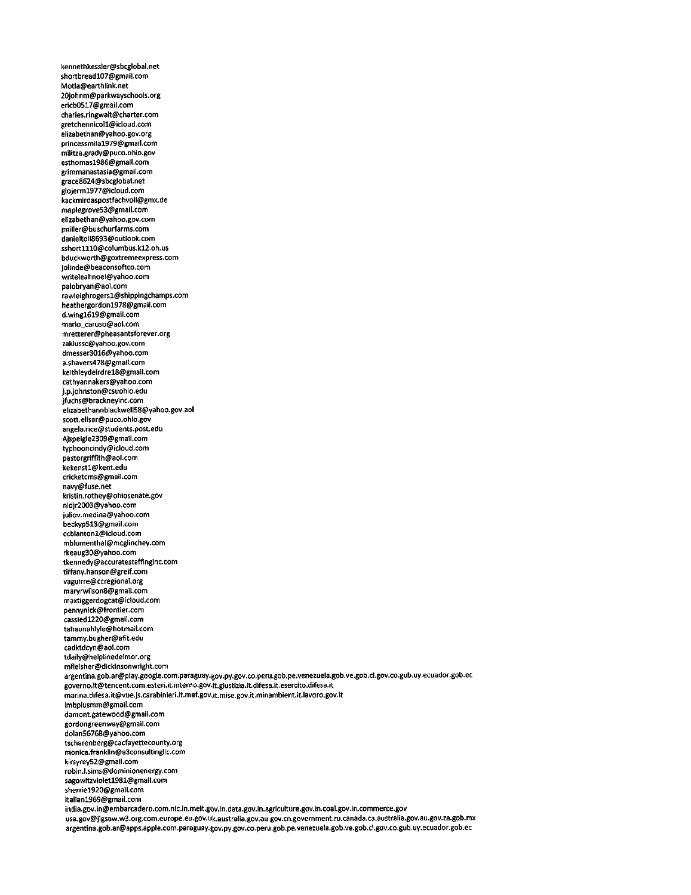kennethkessler@sbcglobal.net
shortbread107@gmail.com
Motla@earthlink.net
20johnm@parkwayschools.org
ericb0517@gmail.com
charles.ringwalt@charter.com
gretchennicol1@icloud.com
elizabethan@yahoo.gov.org
princessmila1979@gmail.com
militza.grady@puco.ohio.gov
esthomas1986@gmail.com
grimmanastasia@gmail.com
grace8624@sbcglobal.net
glojerm1977@icloud.com
kackmirdaspostfachvoll@gmx.de
maplegrove53@gmail.com
elizabethan@yahoo.gov.com
jmiller@buschurfarms.com
danieltoll8693@outlook.com
sshort1110@columbus.k12.oh.us
bduckworth@goxtremeexpress.com
jolinde@beaconsoftco.com
writeleahnoel@yahoo.com
palobryan@aol.com
rawleighrogers1@shippingchamps.com
heathergordon1978@gmail.com
d.wing1619@gmail.com
mario_caruso@aol.com
mretterer@pheasantsforever.org
zakiussc@yahoo.gov.com
dmesser3016@yahoo.com
a.shavers478@gmail.com
keithleydeirdre18@gmail.com
cathyannakers@yahoo.com
j.p.johnston@csuohio.edu
jfuchs@brackneyinc.com
elizabethannblackwell58@yahoo.gov.aol
scott.elisar@puco.ohio.gov
angela.rice@students.post.edu
Ajspeigle2309@gmail.com
typhooncindy@icloud.com
pastorgriffith@aol.com
kekenst1@kent.edu
cricketcms@gmail.com
navy@fuse.net
kristin.rothey@ohiosenate.gov
nldjr2003@yahoo.com
juliov.medina@yahoo.com
beckyp513@gmail.com
ccblanton1@icloud.com
mblumenthal@mcglinchey.com
rkeaug30@yahoo.com
tkennedy@accuratestaffinginc.com
tiffany.hanson@greif.com
vaguirre@ccregional.org
maryrwilson8@gmail.com
maxtiggerdogcat@icloud.com
pennynick@frontier.com
cassied1220@gmail.com
tahaunahlyle@hotmail.com
tammy.bugher@afit.edu
cadktdcyn@aol.com
tdaily@helplinedelmor.org
mfleisher@dickinsonwright.com
argentina.gob.ar@play.google.com.paraguay.gov.py.gov.co.peru.gob.pe.venezuela.gob.ve.gob.cl.gov.co.gub.uy.ecuador.gob.ec
governo.it@tencent.com.esteri.it.interno.gov.it.giustizia.it.difesa.it.esercito.difesa.it
marina.difesa.it@vue.js.carabinieri.it.mef.gov.it.mise.gov.it.minambient.it.lavoro.gov.it
lmbplusmm@gmail.com
damont.gatewood@gmail.com
gordongreenway@gmail.com
dolan56768@yahoo.com
tscharenberg@cacfayettecounty.org
monica.franklin@a3consultingllc.com
kirsyrey52@gmail.com
robin.l.sims@dominionenergy.com
sagowitzviolet1981@gmail.com
sherrie1920@gmail.com
italian1969@gmail.com
india.gov.in@embarcadero.com.nic.in.meit.gov.in.data.gov.in.agriculture.gov.in.coal.gov.in.commerce.gov
usa.gov@jigsaw.w3.org.com.europe.eu.gov.uk.australia.gov.au.gov.cn.government.ru.canada.ca.australia.gov.au.gov.za.gob.mx
argentina.gob.ar@apps.apple.com.paraguay.gov.py.gov.co.peru.gob.pe.venezuela.gob.ve.gob.cl.gov.co.gub.uy.ecuador.gob.ec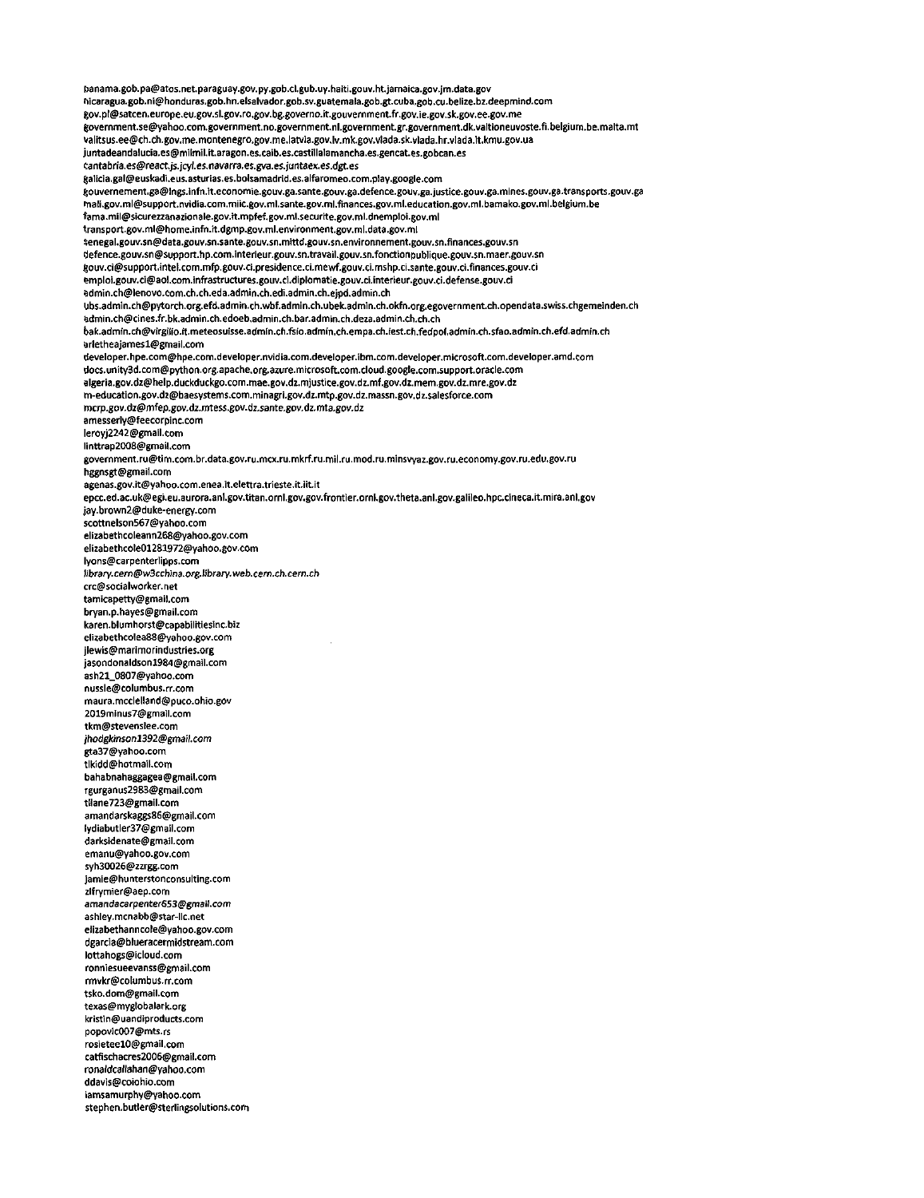panama.gob.pa@atos.net.paraguay.gov.py.gob.cl.gub.uy.haiti.gouv.ht.jamaica.gov.jm.data.gov
nicaragua.gob.ni@honduras.gob.hn.elsalvador.gob.sv.guatemala.gob.gt.cuba.gob.cu.belize.bz.deepmind.com
gov.pl@satcen.europe.eu.gov.si.gov.ro.gov.bg.governo.it.gouvernment.fr.gov.ie.gov.sk.gov.ee.gov.me
government.se@yahoo.com.government.no.government.nl.government.gr.government.dk.valtioneuvoste.fi.belgium.be.malta.mt
valitsus.ee@ch.ch.gov.me.montenegro.gov.me.latvia.gov.lv.mk.gov.vlada.sk.vlada.hr.vlada.lt.kmu.gov.ua
juntadeandalucia.es@milmil.it.aragon.es.caib.es.castillalamancha.es.gencat.es.gobcan.es
cantabria.es@react.js.jcyl.es.navarra.es.gva.es.juntaex.es.dgt.es
galicia.gal@euskadi.eus.asturias.es.bolsamadrid.es.alfaromeo.com.play.google.com
gouvernement.ga@lngs.infn.it.economie.gouv.ga.sante.gouv.ga.defence.gouv.ga.justice.gouv.ga.mines.gouv.ga.transports.gouv.ga
mali.gov.ml@support.nvidia.com.miic.gov.ml.sante.gov.ml.finances.gov.ml.education.gov.ml.bamako.gov.ml.belgium.be
fama.mil@sicurezzanazionale.gov.it.mpfef.gov.ml.securite.gov.ml.dnemploi.gov.ml
transport.gov.ml@home.infn.it.dgmp.gov.ml.environment.gov.ml.data.gov.ml
senegal.gouv.sn@data.gouv.sn.sante.gouv.sn.mittd.gouv.sn.environnement.gouv.sn.finances.gouv.sn
defence.gouv.sn@support.hp.com.interieur.gouv.sn.travail.gouv.sn.fonctionpublique.gouv.sn.maer.gouv.sn
gouv.ci@support.intel.com.mfp.gouv.ci.presidence.ci.mewf.gouv.ci.mshp.ci.sante.gouv.ci.finances.gouv.ci
emploi.gouv.ci@aol.com.infrastructures.gouv.ci.diplomatie.gouv.ci.interieur.gouv.ci.defense.gouv.ci
admin.ch@lenovo.com.ch.ch.eda.admin.ch.edi.admin.ch.ejpd.admin.ch
ubs.admin.ch@pytorch.org.efd.admin.ch.wbf.admin.ch.ubek.admin.ch.okfn.org.egovernment.ch.opendata.swiss.chgemeinden.ch
admin.ch@cines.fr.bk.admin.ch.edoeb.admin.ch.bar.admin.ch.deza.admin.ch.ch.ch
bak.admin.ch@virgilio.it.meteosuisse.admin.ch.fsio.admin.ch.empa.ch.iest.ch.fedpol.admin.ch.sfao.admin.ch.efd.admin.ch
arletheajames1@gmail.com
developer.hpe.com@hpe.com.developer.nvidia.com.developer.ibm.com.developer.microsoft.com.developer.amd.com
docs.unity3d.com@python.org.apache.org.azure.microsoft.com.cloud.google.com.support.oracle.com
algeria.gov.dz@help.duckduckgo.com.mae.gov.dz.mjustice.gov.dz.mf.gov.dz.mem.gov.dz.mre.gov.dz
m-education.gov.dz@baesystems.com.minagri.gov.dz.mtp.gov.dz.massn.gov.dz.salesforce.com
mcrp.gov.dz@mfep.gov.dz.mtess.gov.dz.sante.gov.dz.mta.gov.dz
amesserly@feecorpinc.com
leroyj2242@gmail.com
linttrap2008@gmail.com
government.ru@tim.com.br.data.gov.ru.mcx.ru.mkrf.ru.mil.ru.mod.ru.minsvyaz.gov.ru.economy.gov.ru.edu.gov.ru
hggnsgt@gmail.com
agenas.gov.it@yahoo.com.enea.it.elettra.trieste.it.iit.it
epcc.ed.ac.uk@egi.eu.aurora.anl.gov.titan.ornl.gov.frontier.ornl.gov.theta.anl.gov.galileo.hpc.cineca.it.mira.anl.gov
jay.brown2@duke-energy.com
scottnelson567@yahoo.com
elizabethcoleann268@yahoo.gov.com
elizabethcole01281972@yahoo.gov.com
lyons@carpenterlipps.com
*library.cern@w3cchina.org.library.web.cern.ch.cern.ch*
crc@socialworker.net
tamicapetty@gmail.com
bryan.p.hayes@gmail.com
karen.blumhorst@capabilitiesinc.biz
elizabethcolea88@yahoo.gov.com
jlewis@marimorindustries.org
jasondonaldson1984@gmail.com
ash21_0807@yahoo.com
nussle@columbus.rr.com
maura.mcclelland@puco.ohio.gov
2019minus7@gmail.com
tkm@stevenslee.com
*jhodgkinson1392@gmail.com*
gta37@yahoo.com
tlkidd@hotmail.com
bahabnahaggagea@gmail.com
rgurganus2983@gmail.com
tllane723@gmail.com
amandarskaggs86@gmail.com
lydiabutler37@gmail.com
darksidenate@gmail.com
emanu@yahoo.gov.com
syh30026@zzrgg.com
jamie@hunterstonconsulting.com
zlfrymier@aep.com
*amandacarpenter653@gmail.com*
ashley.mcnabb@star-llc.net
elizabethanncole@yahoo.gov.com
dgarcia@blueracermidstream.com
lottahogs@icloud.com
ronniesueevanss@gmail.com
rmvkr@columbus.rr.com
tsko.dom@gmail.com
texas@myglobalark.org
kristin@uandiproducts.com
popovic007@mts.rs
rosietee10@gmail.com
catfischacres2006@gmail.com
*ronaldcallahan@yahoo.com*
ddavis@coiohio.com
iamsamurphy@yahoo.com
stephen.butler@sterlingsolutions.com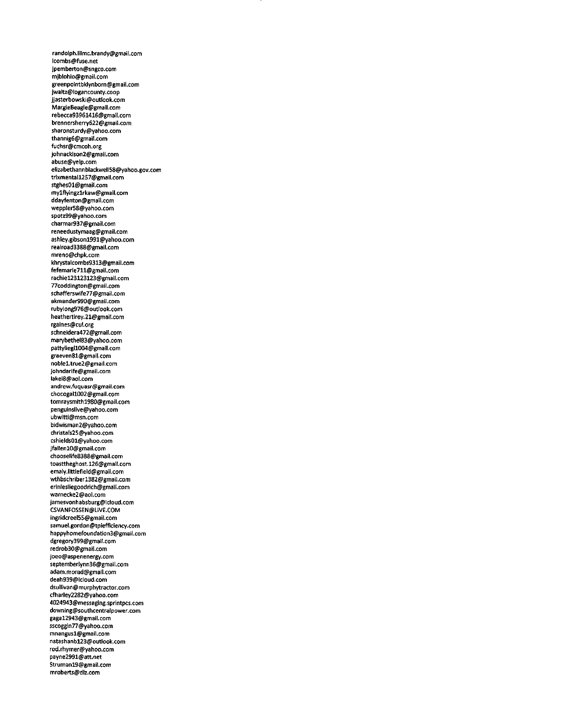randolph.lilmc.brandy@gmail.com
lcombs@fuse.net
jpemberton@sngco.com
mjblohio@gmail.com
greenpointbklynborn@gmail.com
jwaltz@logancounty.coop
jjasterbowski@outlook.com
MargieBeagle@gmail.com
rebecca93961416@gmail.com
brennersherry622@gmail.com
sharonsturdy@yahoo.com
thannig6@gmail.com
fuchsr@cmcoh.org
johnackison2@gmail.com
abuse@yelp.com
elizabethannblackwell58@yahoo.gov.com
trixmental1257@gmail.com
stghes01@gmail.com
my1flyingz1rkaw@gmail.com
ddayfenton@gmail.com
weppler58@yahoo.com
spotz99@yahoo.com
charmar937@gmail.com
reneedustymaag@gmail.com
ashley.gibson1991@yahoo.com
realroad3388@gmail.com
mreno@chpk.com
khrystalcombs9313@gmail.com
fefemarie711@gmail.com
rachie123123123@gmail.com
77coddington@gmail.com
schafferswife77@gmail.com
akmander990@gmail.com
rubylong976@outlook.com
heathertirey.21@gmail.com
rgaines@cul.org
schneidera472@gmail.com
marybethel83@yahoo.com
pattyliegl1004@gmail.com
graeven81@gmail.com
noble1.true2@gmail.com
johndarife@gmail.com
lakel8@aol.com
andrew.fuquasr@gmail.com
chocogal1002@gmail.com
tomraysmith1980@gmail.com
penguinslive@yahoo.com
ubwitti@msn.com
bidwisman2@yahoo.com
christals25@yahoo.com
cshields01@yahoo.com
jfallen10@gmail.com
chooselife8388@gmail.com
toasttheghost.126@gmail.com
emaly.littlefield@gmail.com
wthbschriber1382@gmail.com
erinlesliegoodrich@gmail.com
warnecke2@aol.com
jamesvonhabsburg@icloud.com
CSVANFOSSEN@LIVE.COM
ingridcreel55@gmail.com
samuel.gordon@tpiefficiency.com
happyhomefoundation3@gmail.com
dgregory399@gmail.com
redrob30@gmail.com
joeo@aspenenergy.com
septemberlynn36@gmail.com
adam.morad@gmail.com
deah939@icloud.com
dsullivan@murphytractor.com
cfharley2282@yahoo.com
4024943@messaging.sprintpcs.com
downing@southcentralpower.com
gaga12943@gmail.com
sscoggin77@yahoo.com
mnangus1@gmail.com
natashanb123@outlook.com
rod.rhymer@yahoo.com
payne2991@att.net
Struman19@gmail.com
mroberts@dlz.com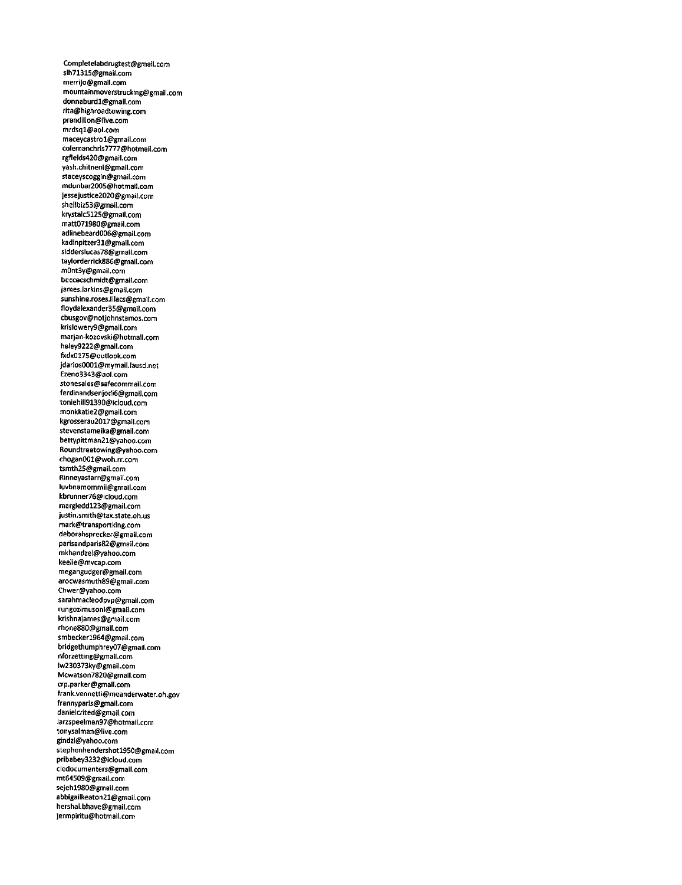Completelabdrugtest@gmail.com
slh71315@gmail.com
merrijo@gmail.com
mountainmoverstrucking@gmail.com
donnaburd1@gmail.com
rita@highroadtowing.com
prandilion@live.com
mrdsq1@aol.com
maceycastro1@gmail.com
colemanchris7777@hotmail.com
rgfields420@gmail.com
yash.chitneni@gmail.com
staceyscoggin@gmail.com
mdunbar2005@hotmail.com
jessejustice2020@gmail.com
shellbiz53@gmail.com
krystalc5125@gmail.com
matt071980@gmail.com
adlinebeard006@gmail.com
kadinpitzer31@gmail.com
sidderslucas78@gmail.com
taylorderrick886@gmail.com
m0nt3y@gmail.com
beccacschmidt@gmail.com
james.larkins@gmail.com
sunshine.roses.lilacs@gmail.com
floydalexander35@gmail.com
cbusgov@notjohnstamos.com
krislowery9@gmail.com
marjan-kozovski@hotmail.com
haley9222@gmail.com
fxdx0175@outlook.com
jdarios0001@mymail.lausd.net
Ezeno3343@aol.com
stonesales@safecommail.com
ferdinandsenjodi6@gmail.com
toniehill91390@icloud.com
monkkatie2@gmail.com
kgrosserau2017@gmail.com
stevenstameika@gmail.com
bettypittman21@yahoo.com
Roundtreetowing@yahoo.com
chogan001@woh.rr.com
tsmth25@gmail.com
Rinneyastarr@gmail.com
luvbnamommii@gmail.com
kbrunner76@icloud.com
margiedd123@gmail.com
justin.smith@tax.state.oh.us
mark@transportking.com
deborahsprecker@gmail.com
parisandparis82@gmail.com
mkhandzel@yahoo.com
keelie@mvcap.com
megangudger@gmail.com
arocwasmuth89@gmail.com
Chwer@yahoo.com
sarahmacleodpvp@gmail.com
rungozimusoni@gmail.com
krishnajames@gmail.com
rhone880@gmail.com
smbecker1964@gmail.com
bridgethumphrey07@gmail.com
nforzetting@gmail.com
lw230373ky@gmail.com
Mcwatson7820@gmail.com
crp.parker@gmail.com
frank.vennetti@meanderwater.oh.gov
frannyparis@gmail.com
danielcrited@gmail.com
larzspeelman97@hotmail.com
tonysalman@live.com
gindzi@yahoo.com
stephenhendershot1950@gmail.com
pribabey3232@icloud.com
cledocumenters@gmail.com
mt64509@gmail.com
sejeh1980@gmail.com
abbigailkeaton21@gmail.com
hershal.bhave@gmail.com
jermpiritu@hotmail.com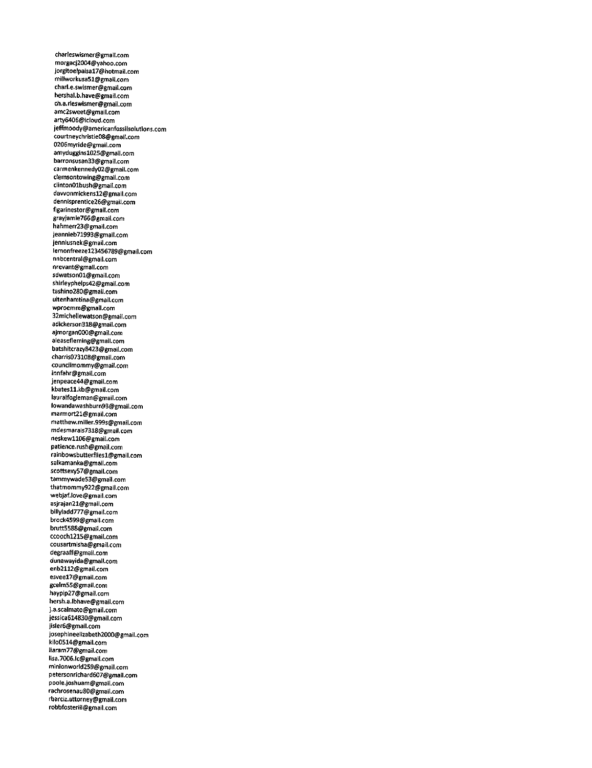charleswismer@gmail.com
morgacj2004@yahoo.com
jorgitoelpaisa17@hotmail.com
millworkusa51@gmail.com
charl.e.swismer@gmail.com
hershal.b.have@gmail.com
ch.a.rleswismer@gmail.com
amc2sweet@gmail.com
arty6406@icloud.com
jeffmoody@americanfossilsolutions.com
courtneychristie08@gmail.com
0206myride@gmail.com
amyduggins1025@gmail.com
barronsusan33@gmail.com
carmenkennedy02@gmail.com
clemsontowing@gmail.com
clinton01bush@gmail.com
davvonmickens12@gmail.com
dennisprentice26@gmail.com
figarinestor@gmail.com
grayjamie766@gmail.com
hahmerr23@gmail.com
jeannieb71993@gmail.com
jennlusnek@gmail.com
lemonfreeze123456789@gmail.com
nnbcentral@gmail.com
nrevant@gmail.com
sdwatson01@gmail.com
shirleyphelps42@gmail.com
tashino280@gmail.com
uitenhamtina@gmail.com
wproemm@gmail.com
32michellewatson@gmail.com
adickerson318@gmail.com
ajmorgan000@gmail.com
aleasefleming@gmail.com
batshitcrazy8423@gmail.com
charris073108@gmail.com
councilmommy@gmail.com
innfahr@gmail.com
jenpeace44@gmail.com
kbates11.kb@gmail.com
lauralfogleman@gmail.com
lowandawashburn93@gmail.com
marmort21@gmail.com
matthew.miller.999s@gmail.com
mdesmarais7318@gmail.com
neskew1106@gmail.com
patience.rush@gmail.com
rainbowsbutterflies1@gmail.com
salkamanka@gmail.com
scottsexy57@gmail.com
tammywade53@gmail.com
thatmommy922@gmail.com
webjaf.love@gmail.com
asjrajan21@gmail.com
billyladd777@gmail.com
brock4599@gmail.com
brutt5588@gmail.com
ccooch1215@gmail.com
cousartmisha@gmail.com
degraaff@gmail.com
dunawayida@gmail.com
enb2112@gmail.com
esvee17@gmail.com
gcelm55@gmail.com
haypip27@gmail.com
hersh.a.lbhave@gmail.com
j.a.scalmato@gmail.com
jessica614830@gmail.com
jisler6@gmail.com
josephineelizabeth2000@gmail.com
kilo0514@gmail.com
liaram77@gmail.com
lisa.7006.lc@gmail.com
minionworld259@gmail.com
petersonrichard607@gmail.com
poole.joshuam@gmail.com
rachrosenau80@gmail.com
rbarciz.attorney@gmail.com
robbfosteriii@gmail.com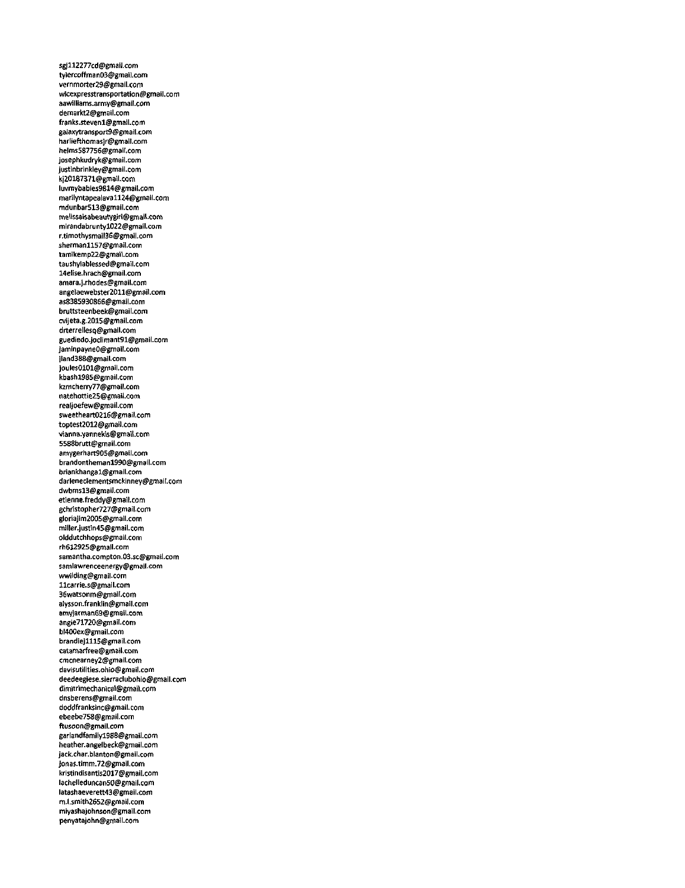sgj112277cd@gmail.com
tylercoffman03@gmail.com
vernmorter29@gmail.com
wlcexpresstransportation@gmail.com
aawilliams.army@gmail.com
demarkt2@gmail.com
franks.steven1@gmail.com
galaxytransport9@gmail.com
harliefthomasjr@gmail.com
helms587756@gmail.com
josephkudryk@gmail.com
justinbrinkley@gmail.com
kj20187371@gmail.com
luvmybabies9814@gmail.com
marilyntapealava1124@gmail.com
mdunbar513@gmail.com
melissaisabeautygirl@gmail.com
mirandabrunty1022@gmail.com
r.timothysmall36@gmail.com
sherman1157@gmail.com
tamikemp22@gmail.com
taushylablessed@gmail.com
14elise.hrach@gmail.com
amara.j.rhodes@gmail.com
angelaewebster2011@gmail.com
as8385930866@gmail.com
bruttsteenbeek@gmail.com
cvijeta.g.2015@gmail.com
drterrellesq@gmail.com
guediedo.joclimant91@gmail.com
jaminpayne0@gmail.com
jland388@gmail.com
joules0101@gmail.com
kbash1985@gmail.com
kzmcherry77@gmail.com
natehottie25@gmail.com
realjoefew@gmail.com
sweetheart0216@gmail.com
toptest2012@gmail.com
vianna.yannekis@gmail.com
5588brutt@gmail.com
amygerhart905@gmail.com
brandontheman1990@gmail.com
briankhanga1@gmail.com
darleneclementsmckinney@gmail.com
dwbms13@gmail.com
etienne.freddy@gmail.com
gchristopher727@gmail.com
gloriajim2005@gmail.com
miller.justin45@gmail.com
olddutchhops@gmail.com
rh612925@gmail.com
samantha.compton.03.sc@gmail.com
samlawrenceenergy@gmail.com
wwilding@gmail.com
11carrie.s@gmail.com
36watsonm@gmail.com
alysson.franklin@gmail.com
amyjarman69@gmail.com
angie71720@gmail.com
bl400ex@gmail.com
brandiej1115@gmail.com
catamarfree@gmail.com
cmcnearney2@gmail.com
davisutilities.ohio@gmail.com
deedeegiese.sierraclubohio@gmail.com
dimitrimechanical@gmail.com
dnsberens@gmail.com
doddfranksinc@gmail.com
ebeebe758@gmail.com
ftusoon@gmail.com
garlandfamily1988@gmail.com
heather.angelbeck@gmail.com
jack.char.blanton@gmail.com
jonas.timm.72@gmail.com
kristindisantis2017@gmail.com
lachelleduncan50@gmail.com
latashaeverett43@gmail.com
m.l.smith2652@gmail.com
miyashajohnson@gmail.com
penyatajohn@gmail.com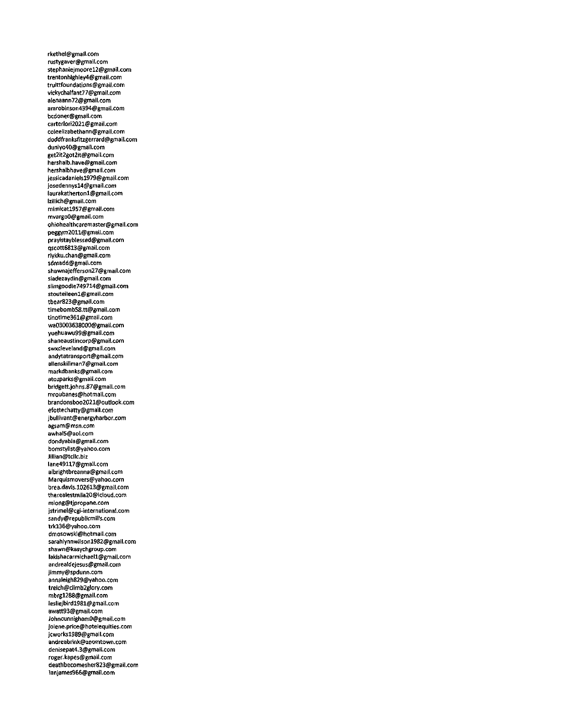rkethel@gmail.com
rustygaver@gmail.com
stephaniejmoore12@gmail.com
trentonhighley4@gmail.com
truittfoundations@gmail.com
vickychalfant77@gmail.com
alenaann72@gmail.com
amrobinson4394@gmail.com
bcdoner@gmail.com
carterlori2021@gmail.com
coleelizabethann@gmail.com
doddfranksfitzgerrard@gmail.com
duniyo40@gmail.com
get2it2got2it@gmail.com
hershalb.have@gmail.com
hershalbhave@gmail.com
jessicadaniels1979@gmail.com
josedennys14@gmail.com
laurakatherton1@gmail.com
lzillich@gmail.com
mimicat1957@gmail.com
mvargo0@gmail.com
ohiohealthcaremaster@gmail.com
peggym2011@gmail.com
prayistayblessed@gmail.com
qscott6813@gmail.com
riykku.chan@gmail.com
sdmadd@gmail.com
shawnajefferson27@gmail.com
sladezaydin@gmail.com
slimgoodie749714@gmail.com
stouteileen1@gmail.com
tbear823@gmail.com
timebomb58.tt@gmail.com
tinotime361@gmail.com
wa03003638000@gmail.com
yuehuawu99@gmail.com
shaneaustincorp@gmail.com
swxcleveland@gmail.com
andytatransport@gmail.com
allenskillman7@gmail.com
markdbanks@gmail.com
atozparks@gmail.com
bridgett.johns.87@gmail.com
mroubanes@hotmail.com
brandonsboo2021@outlook.com
efottechatty@gmail.com
jbullivant@energyharbor.com
agsam@msn.com
awhal5@aol.com
dondyabla@gmail.com
bomstylist@yahoo.com
Jillian@tcllc.biz
lane49117@gmail.com
albrightbreanna@gmail.com
Marquismovers@yahoo.com
brea.davis.102613@gmail.com
therealestmila20@icloud.com
mlong@tjpropane.com
jstrimel@cgi-international.com
sandy@republicmills.com
trk136@yahoo.com
dmosowski@hotmail.com
sarahlynnwilson1982@gmail.com
shawn@kasychgroup.com
lakishacarmichael1@gmail.com
andrealdejesus@gmail.com
jimmy@spdunn.com
annaleigh829@yahoo.com
treich@climb2glory.com
mbrg1288@gmail.com
lesliejbird1981@gmail.com
awatt93@gmail.com
Johncunnigham0@gmail.com
jolene.price@hotelequities.com
jcworks1989@gmail.com
andreabrink@zoomtown.com
denisepat4.3@gmail.com
roger.kapes@gmail.com
deathbecomesher823@gmail.com
ianjames966@gmail.com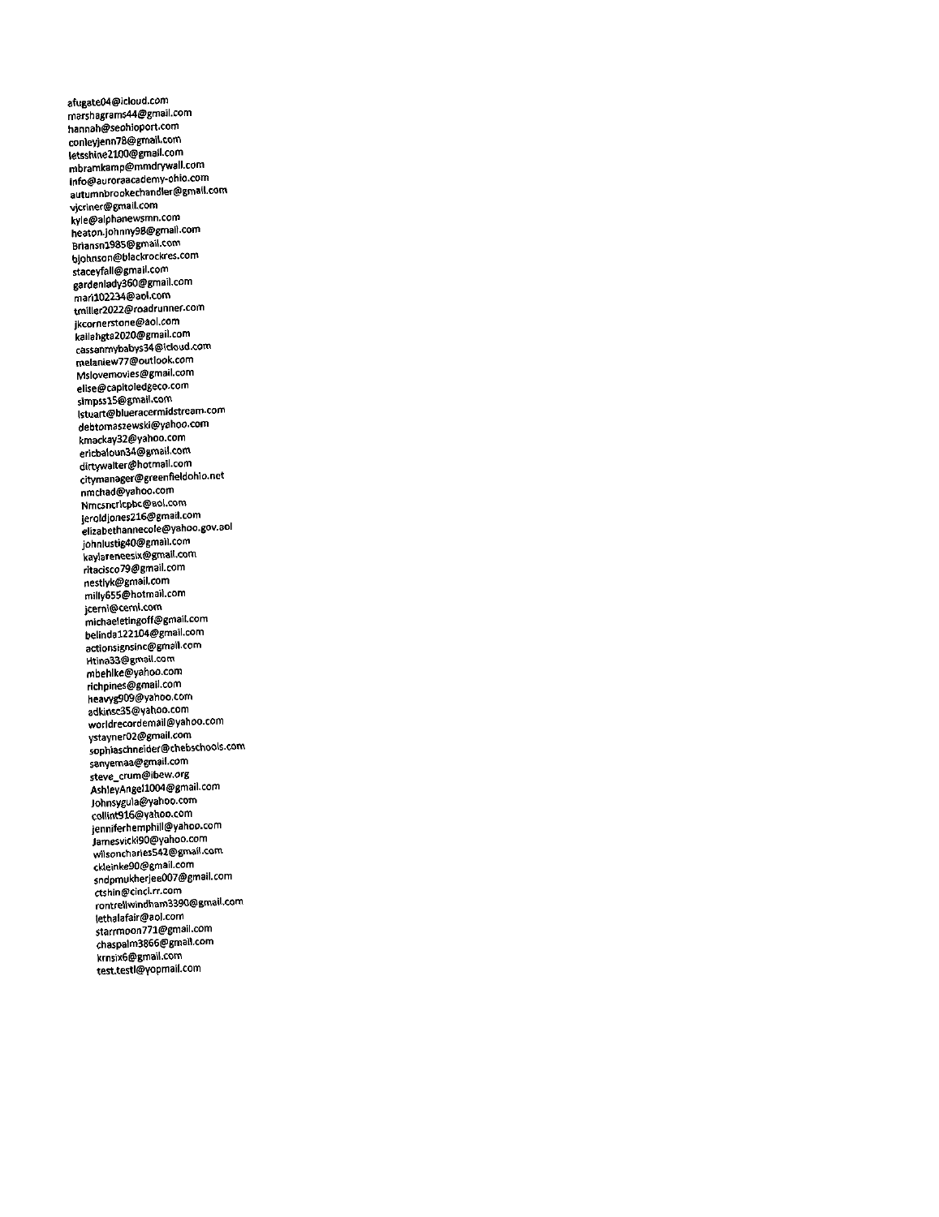afugate04@icloud.com
marshagrams44@gmail.com
hannah@seohioport.com
conleyjenn78@gmail.com
letsshine2100@gmail.com
mbramkamp@mmdrywall.com
info@auroraacademy-ohio.com
autumnbrookechandler@gmail.com
vjcriner@gmail.com
kyle@alphanewsmn.com
heaton.johnny98@gmail.com
Briansn1985@gmail.com
bjohnson@blackrockres.com
staceyfall@gmail.com
gardenlady360@gmail.com
mari102234@aol.com
tmiller2022@roadrunner.com
jkcornerstone@aol.com
kallahgta2020@gmail.com
cassanmybabys34@icloud.com
melaniew77@outlook.com
Mslovemovies@gmail.com
elise@capitoledgeco.com
simpss15@gmail.com
lstuart@blueracermidstream.com
debtomaszewski@yahoo.com
kmackay32@yahoo.com
ericbaloun34@gmail.com
dirtywalter@hotmail.com
citymanager@greenfieldohio.net
nmchad@yahoo.com
Nmcsncricpbc@aol.com
jeroldjones216@gmail.com
elizabethannecole@yahoo.gov.aol
johnlustig40@gmail.com
kaylareneesix@gmail.com
ritacisco79@gmail.com
nestlyk@gmail.com
milly655@hotmail.com
jcerni@cerni.com
michaeletingoff@gmail.com
belinda122104@gmail.com
actionsignsinc@gmail.com
Htina33@gmail.com
mbehlke@yahoo.com
richpines@gmail.com
heavyg909@yahoo.com
adkinsc35@yahoo.com
worldrecordemail@yahoo.com
ystayner02@gmail.com
sophiaschneider@chebschools.com
sanyemaa@gmail.com
steve_crum@ibew.org
AshleyAngel1004@gmail.com
Johnsygula@yahoo.com
collint916@yahoo.com
jenniferhemphill@yahoo.com
Jamesvicki90@yahoo.com
wilsoncharles542@gmail.com
ckleinke90@gmail.com
sndpmukherjee007@gmail.com
ctshin@cinci.rr.com
rontrellwindham3390@gmail.com
lethalafair@aol.com
starrmoon771@gmail.com
chaspalm3866@gmail.com
krnsix6@gmail.com
test.test1@yopmail.com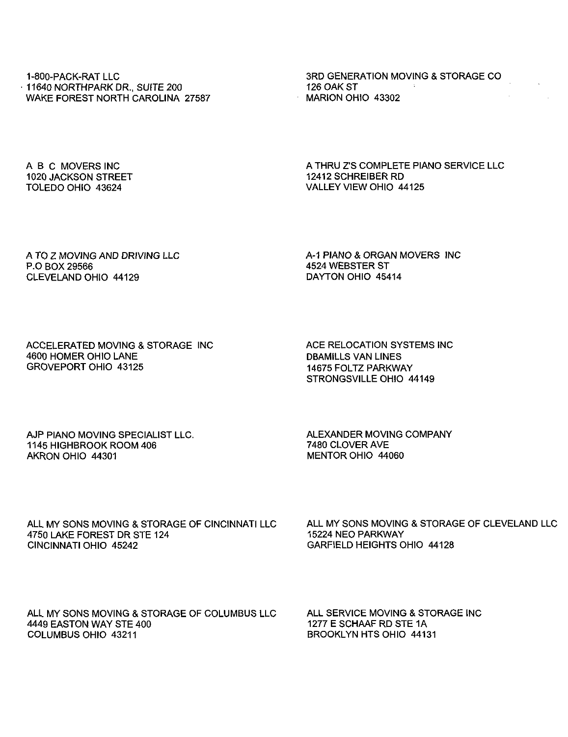1-800-PACK-RAT LLC
11640 NORTHPARK DR., SUITE 200
WAKE FOREST NORTH CAROLINA 27587

3RD GENERATION MOVING & STORAGE CO
126 OAK ST
MARION OHIO 43302

A B C MOVERS INC
1020 JACKSON STREET
TOLEDO OHIO 43624

A THRU Z'S COMPLETE PIANO SERVICE LLC
12412 SCHREIBER RD
VALLEY VIEW OHIO 44125

A TO Z MOVING AND DRIVING LLC
P.O BOX 29566
CLEVELAND OHIO 44129

A-1 PIANO & ORGAN MOVERS INC
4524 WEBSTER ST
DAYTON OHIO 45414

ACCELERATED MOVING & STORAGE INC
4600 HOMER OHIO LANE
GROVEPORT OHIO 43125

ACE RELOCATION SYSTEMS INC
DBAMILLS VAN LINES
14675 FOLTZ PARKWAY
STRONGSVILLE OHIO 44149

AJP PIANO MOVING SPECIALIST LLC.
1145 HIGHBROOK ROOM 406
AKRON OHIO 44301

ALEXANDER MOVING COMPANY
7480 CLOVER AVE
MENTOR OHIO 44060

ALL MY SONS MOVING & STORAGE OF CINCINNATI LLC
4750 LAKE FOREST DR STE 124
CINCINNATI OHIO 45242

ALL MY SONS MOVING & STORAGE OF CLEVELAND LLC
15224 NEO PARKWAY
GARFIELD HEIGHTS OHIO 44128

ALL MY SONS MOVING & STORAGE OF COLUMBUS LLC
4449 EASTON WAY STE 400
COLUMBUS OHIO 43211

ALL SERVICE MOVING & STORAGE INC
1277 E SCHAAF RD STE 1A
BROOKLYN HTS OHIO 44131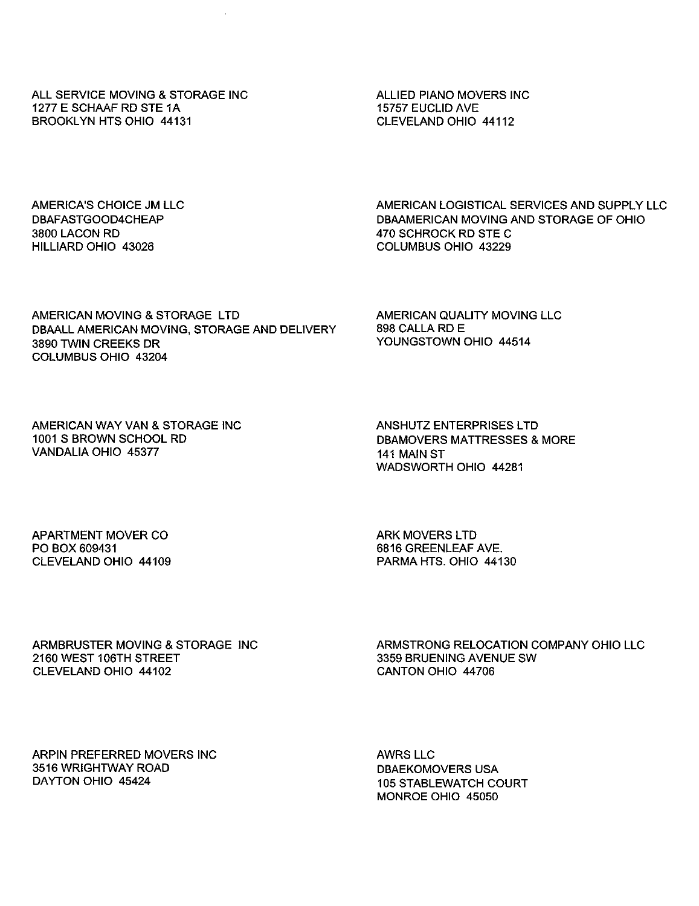ALL SERVICE MOVING & STORAGE INC
1277 E SCHAAF RD STE 1A
BROOKLYN HTS OHIO 44131

ALLIED PIANO MOVERS INC
15757 EUCLID AVE
CLEVELAND OHIO 44112

AMERICA'S CHOICE JM LLC
DBAFASTGOOD4CHEAP
3800 LACON RD
HILLIARD OHIO 43026

AMERICAN LOGISTICAL SERVICES AND SUPPLY LLC
DBAAMERICAN MOVING AND STORAGE OF OHIO
470 SCHROCK RD STE C
COLUMBUS OHIO 43229

AMERICAN MOVING & STORAGE LTD
DBAALL AMERICAN MOVING, STORAGE AND DELIVERY
3890 TWIN CREEKS DR
COLUMBUS OHIO 43204

AMERICAN QUALITY MOVING LLC
898 CALLA RD E
YOUNGSTOWN OHIO 44514

AMERICAN WAY VAN & STORAGE INC
1001 S BROWN SCHOOL RD
VANDALIA OHIO 45377

ANSHUTZ ENTERPRISES LTD
DBAMOVERS MATTRESSES & MORE
141 MAIN ST
WADSWORTH OHIO 44281

APARTMENT MOVER CO
PO BOX 609431
CLEVELAND OHIO 44109

ARK MOVERS LTD
6816 GREENLEAF AVE.
PARMA HTS. OHIO 44130

ARMBRUSTER MOVING & STORAGE INC
2160 WEST 106TH STREET
CLEVELAND OHIO 44102

ARMSTRONG RELOCATION COMPANY OHIO LLC
3359 BRUENING AVENUE SW
CANTON OHIO 44706

ARPIN PREFERRED MOVERS INC
3516 WRIGHTWAY ROAD
DAYTON OHIO 45424

AWRS LLC
DBAEKOMOVERS USA
105 STABLEWATCH COURT
MONROE OHIO 45050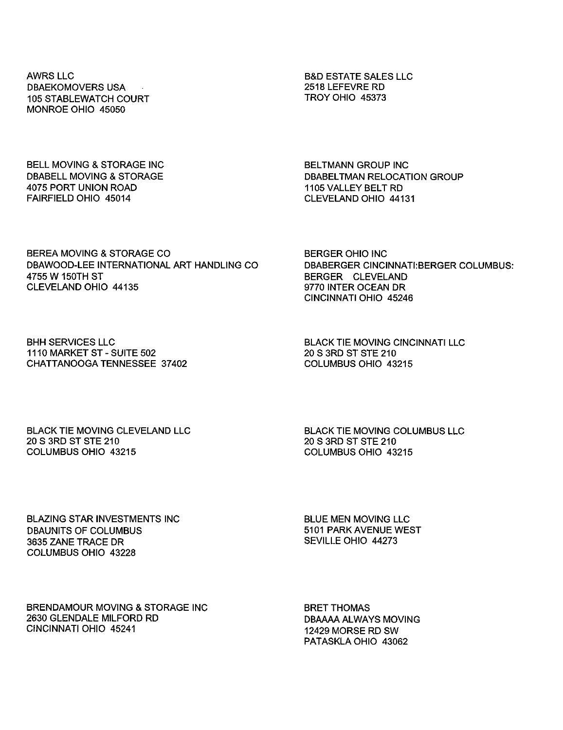AWRS LLC
DBAEKOMOVERS USA
105 STABLEWATCH COURT
MONROE OHIO 45050

B&D ESTATE SALES LLC
2518 LEFEVRE RD
TROY OHIO 45373

BELL MOVING & STORAGE INC
DBABELL MOVING & STORAGE
4075 PORT UNION ROAD
FAIRFIELD OHIO 45014

BELTMANN GROUP INC
DBABELTMAN RELOCATION GROUP
1105 VALLEY BELT RD
CLEVELAND OHIO 44131

BEREA MOVING & STORAGE CO
DBAWOOD-LEE INTERNATIONAL ART HANDLING CO
4755 W 150TH ST
CLEVELAND OHIO 44135

BERGER OHIO INC
DBABERGER CINCINNATI:BERGER COLUMBUS:
BERGER CLEVELAND
9770 INTER OCEAN DR
CINCINNATI OHIO 45246

BHH SERVICES LLC
1110 MARKET ST - SUITE 502
CHATTANOOGA TENNESSEE 37402

BLACK TIE MOVING CINCINNATI LLC
20 S 3RD ST STE 210
COLUMBUS OHIO 43215

BLACK TIE MOVING CLEVELAND LLC
20 S 3RD ST STE 210
COLUMBUS OHIO 43215

BLACK TIE MOVING COLUMBUS LLC
20 S 3RD ST STE 210
COLUMBUS OHIO 43215

BLAZING STAR INVESTMENTS INC
DBAUNITS OF COLUMBUS
3635 ZANE TRACE DR
COLUMBUS OHIO 43228

BLUE MEN MOVING LLC
5101 PARK AVENUE WEST
SEVILLE OHIO 44273

BRENDAMOUR MOVING & STORAGE INC
2630 GLENDALE MILFORD RD
CINCINNATI OHIO 45241

BRET THOMAS
DBAAAA ALWAYS MOVING
12429 MORSE RD SW
PATASKLA OHIO 43062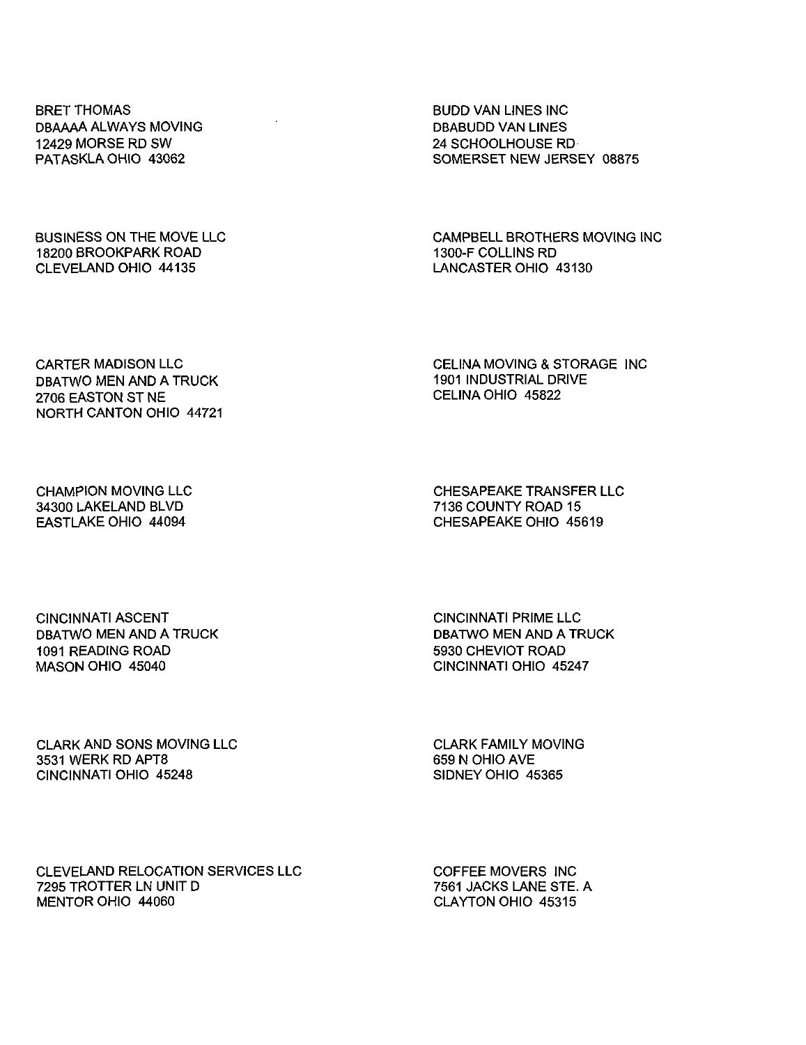BRET THOMAS
DBAAAA ALWAYS MOVING
12429 MORSE RD SW
PATASKLA OHIO 43062

BUDD VAN LINES INC
DBABUDD VAN LINES
24 SCHOOLHOUSE RD
SOMERSET NEW JERSEY 08875

BUSINESS ON THE MOVE LLC
18200 BROOKPARK ROAD
CLEVELAND OHIO 44135

CAMPBELL BROTHERS MOVING INC
1300-F COLLINS RD
LANCASTER OHIO 43130

CARTER MADISON LLC
DBATWO MEN AND A TRUCK
2706 EASTON ST NE
NORTH CANTON OHIO 44721

CELINA MOVING & STORAGE INC
1901 INDUSTRIAL DRIVE
CELINA OHIO 45822

CHAMPION MOVING LLC
34300 LAKELAND BLVD
EASTLAKE OHIO 44094

CHESAPEAKE TRANSFER LLC
7136 COUNTY ROAD 15
CHESAPEAKE OHIO 45619

CINCINNATI ASCENT
DBATWO MEN AND A TRUCK
1091 READING ROAD
MASON OHIO 45040

CINCINNATI PRIME LLC
DBATWO MEN AND A TRUCK
5930 CHEVIOT ROAD
CINCINNATI OHIO 45247

CLARK AND SONS MOVING LLC
3531 WERK RD APT8
CINCINNATI OHIO 45248

CLARK FAMILY MOVING
659 N OHIO AVE
SIDNEY OHIO 45365

CLEVELAND RELOCATION SERVICES LLC
7295 TROTTER LN UNIT D
MENTOR OHIO 44060

COFFEE MOVERS INC
7561 JACKS LANE STE. A
CLAYTON OHIO 45315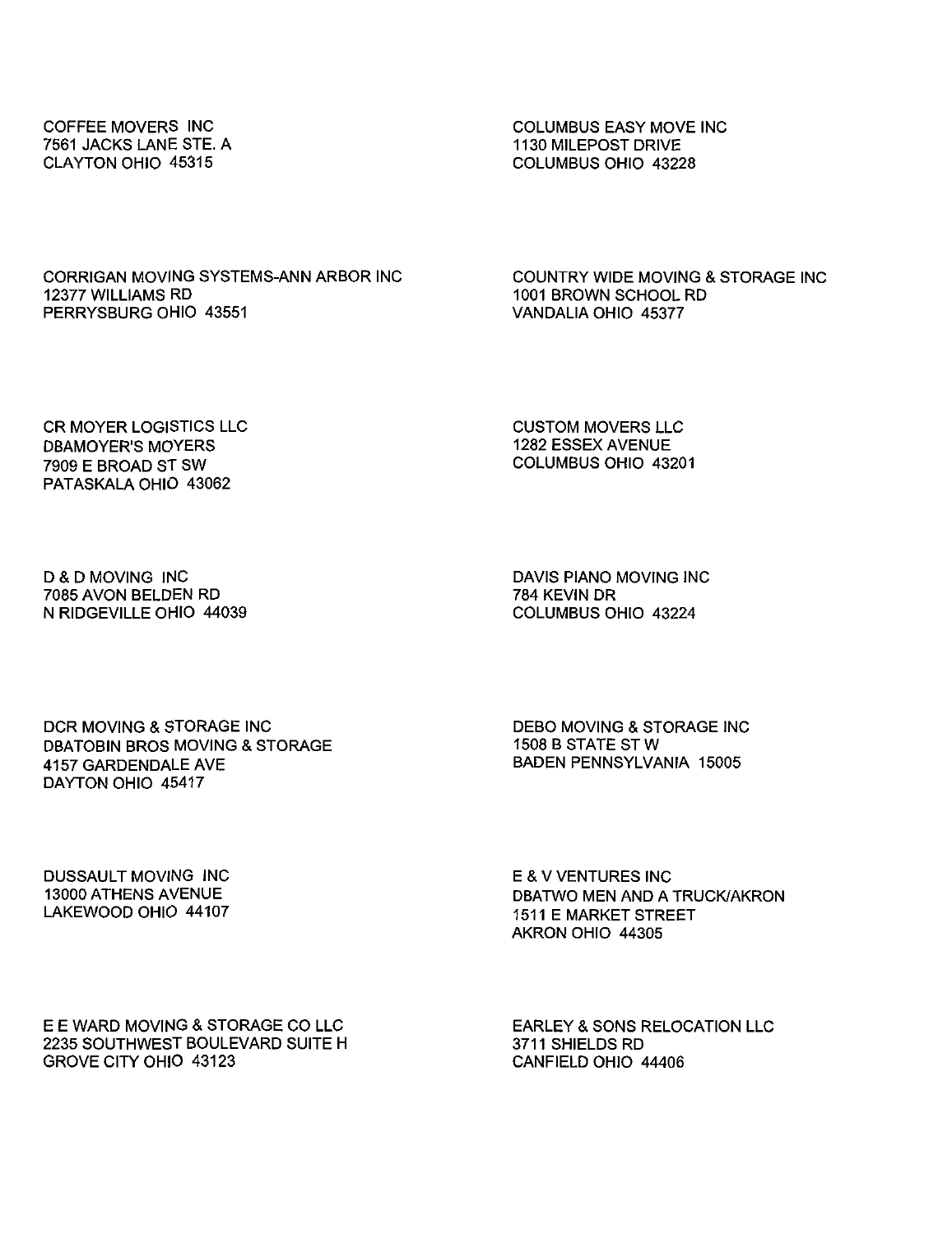COFFEE MOVERS INC
7561 JACKS LANE STE. A
CLAYTON OHIO 45315

COLUMBUS EASY MOVE INC
1130 MILEPOST DRIVE
COLUMBUS OHIO 43228

CORRIGAN MOVING SYSTEMS-ANN ARBOR INC
12377 WILLIAMS RD
PERRYSBURG OHIO 43551

COUNTRY WIDE MOVING & STORAGE INC
1001 BROWN SCHOOL RD
VANDALIA OHIO 45377

CR MOYER LOGISTICS LLC
DBAMOYER'S MOYERS
7909 E BROAD ST SW
PATASKALA OHIO 43062

CUSTOM MOVERS LLC
1282 ESSEX AVENUE
COLUMBUS OHIO 43201

D & D MOVING INC
7085 AVON BELDEN RD
N RIDGEVILLE OHIO 44039

DAVIS PIANO MOVING INC
784 KEVIN DR
COLUMBUS OHIO 43224

DCR MOVING & STORAGE INC
DBATOBIN BROS MOVING & STORAGE
4157 GARDENDALE AVE
DAYTON OHIO 45417

DEBO MOVING & STORAGE INC
1508 B STATE ST W
BADEN PENNSYLVANIA 15005

DUSSAULT MOVING INC
13000 ATHENS AVENUE
LAKEWOOD OHIO 44107

E & V VENTURES INC
DBATWO MEN AND A TRUCK/AKRON
1511 E MARKET STREET
AKRON OHIO 44305

E E WARD MOVING & STORAGE CO LLC
2235 SOUTHWEST BOULEVARD SUITE H
GROVE CITY OHIO 43123

EARLEY & SONS RELOCATION LLC
3711 SHIELDS RD
CANFIELD OHIO 44406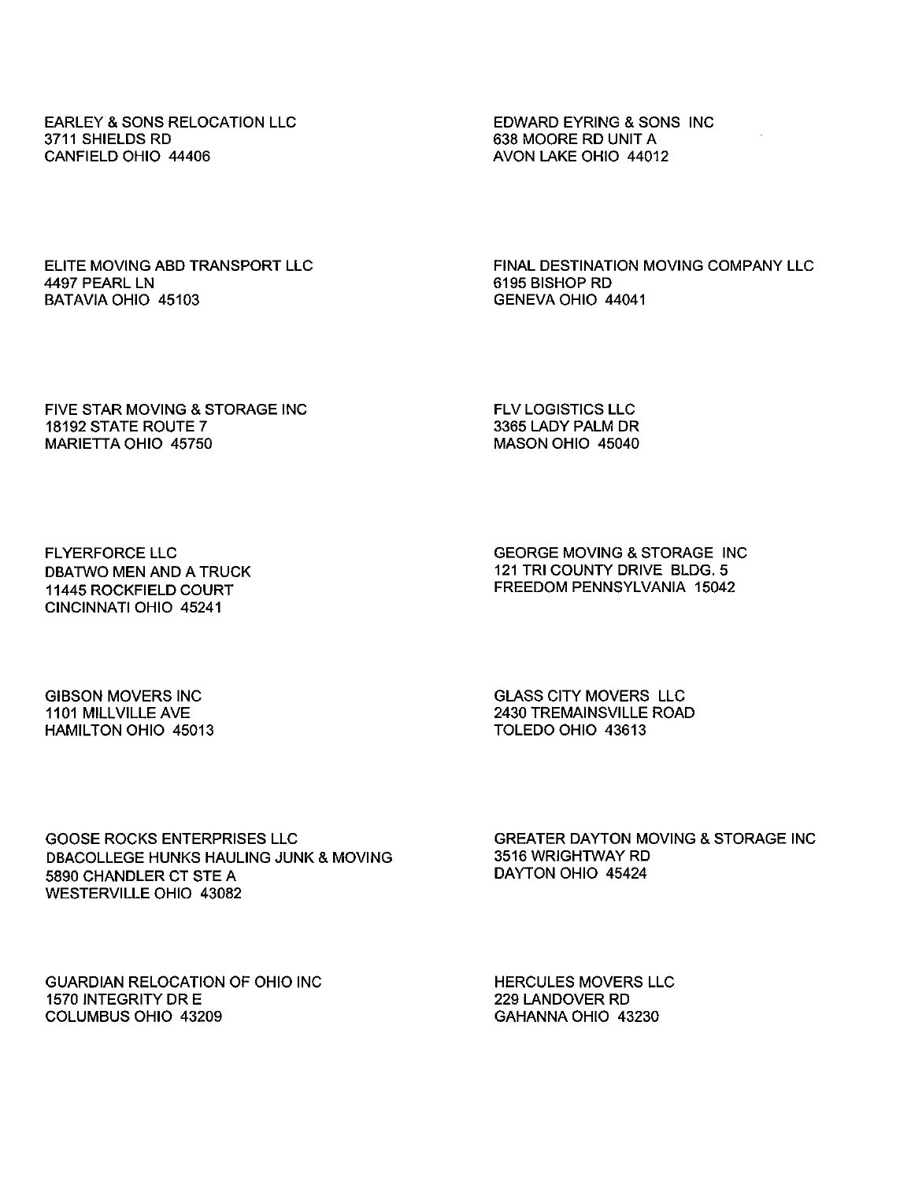EARLEY & SONS RELOCATION LLC
3711 SHIELDS RD
CANFIELD OHIO 44406

EDWARD EYRING & SONS INC
638 MOORE RD UNIT A
AVON LAKE OHIO 44012

ELITE MOVING ABD TRANSPORT LLC
4497 PEARL LN
BATAVIA OHIO 45103

FINAL DESTINATION MOVING COMPANY LLC
6195 BISHOP RD
GENEVA OHIO 44041

FIVE STAR MOVING & STORAGE INC
18192 STATE ROUTE 7
MARIETTA OHIO 45750

FLV LOGISTICS LLC
3365 LADY PALM DR
MASON OHIO 45040

FLYERFORCE LLC
DBATWO MEN AND A TRUCK
11445 ROCKFIELD COURT
CINCINNATI OHIO 45241

GEORGE MOVING & STORAGE INC
121 TRI COUNTY DRIVE BLDG. 5
FREEDOM PENNSYLVANIA 15042

GIBSON MOVERS INC
1101 MILLVILLE AVE
HAMILTON OHIO 45013

GLASS CITY MOVERS LLC
2430 TREMAINSVILLE ROAD
TOLEDO OHIO 43613

GOOSE ROCKS ENTERPRISES LLC
DBACOLLEGE HUNKS HAULING JUNK & MOVING
5890 CHANDLER CT STE A
WESTERVILLE OHIO 43082

GREATER DAYTON MOVING & STORAGE INC
3516 WRIGHTWAY RD
DAYTON OHIO 45424

GUARDIAN RELOCATION OF OHIO INC
1570 INTEGRITY DR E
COLUMBUS OHIO 43209

HERCULES MOVERS LLC
229 LANDOVER RD
GAHANNA OHIO 43230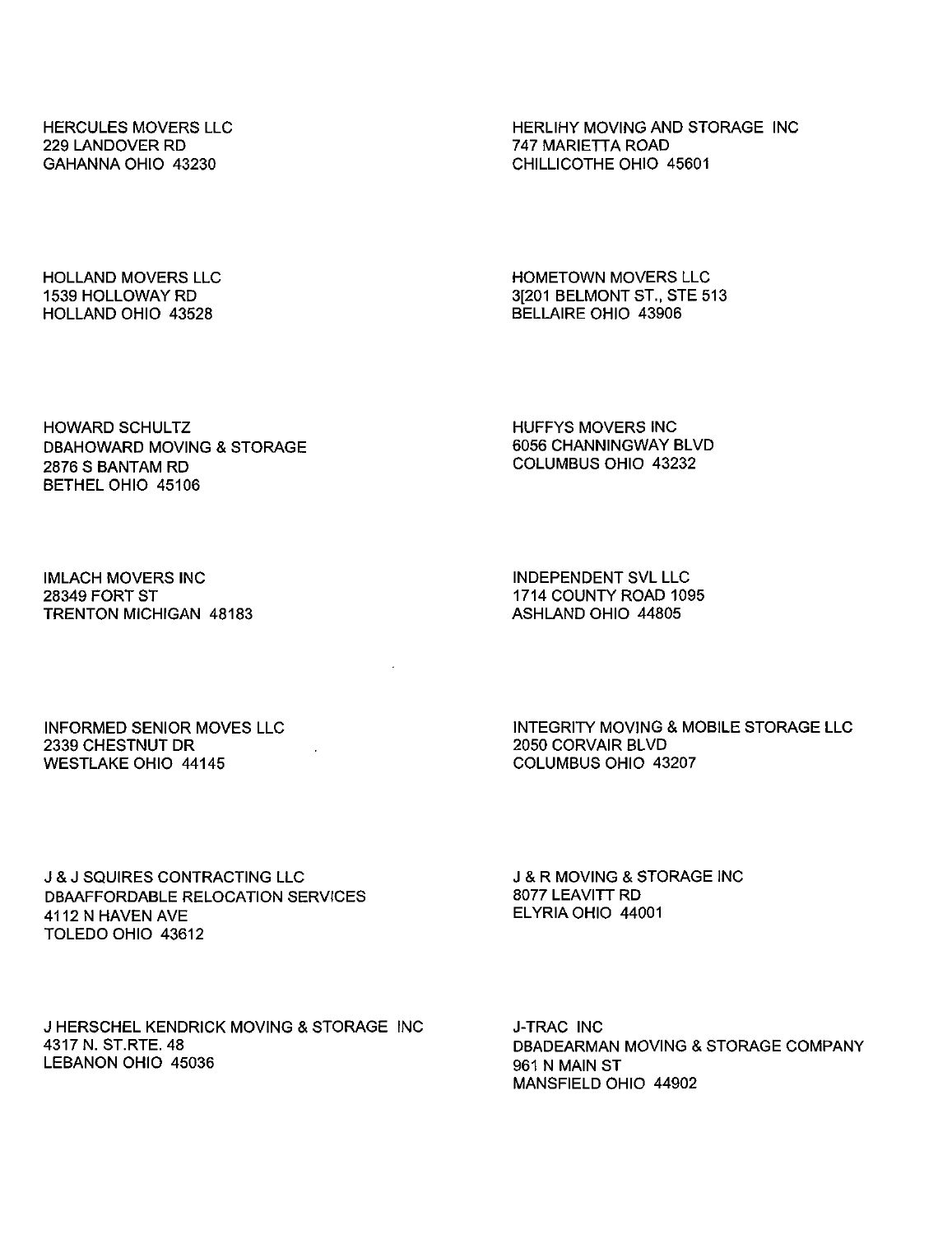HERCULES MOVERS LLC
229 LANDOVER RD
GAHANNA OHIO 43230

HERLIHY MOVING AND STORAGE INC
747 MARIETTA ROAD
CHILLICOTHE OHIO 45601

HOLLAND MOVERS LLC
1539 HOLLOWAY RD
HOLLAND OHIO 43528

HOMETOWN MOVERS LLC
3[201 BELMONT ST., STE 513
BELLAIRE OHIO 43906

HOWARD SCHULTZ
DBAHOWARD MOVING & STORAGE
2876 S BANTAM RD
BETHEL OHIO 45106

HUFFYS MOVERS INC
6056 CHANNINGWAY BLVD
COLUMBUS OHIO 43232

IMLACH MOVERS INC
28349 FORT ST
TRENTON MICHIGAN 48183

INDEPENDENT SVL LLC
1714 COUNTY ROAD 1095
ASHLAND OHIO 44805

INFORMED SENIOR MOVES LLC
2339 CHESTNUT DR
WESTLAKE OHIO 44145

INTEGRITY MOVING & MOBILE STORAGE LLC
2050 CORVAIR BLVD
COLUMBUS OHIO 43207

J & J SQUIRES CONTRACTING LLC
DBAAFFORDABLE RELOCATION SERVICES
4112 N HAVEN AVE
TOLEDO OHIO 43612

J & R MOVING & STORAGE INC
8077 LEAVITT RD
ELYRIA OHIO 44001

J HERSCHEL KENDRICK MOVING & STORAGE INC
4317 N. ST.RTE. 48
LEBANON OHIO 45036

J-TRAC INC
DBADEARMAN MOVING & STORAGE COMPANY
961 N MAIN ST
MANSFIELD OHIO 44902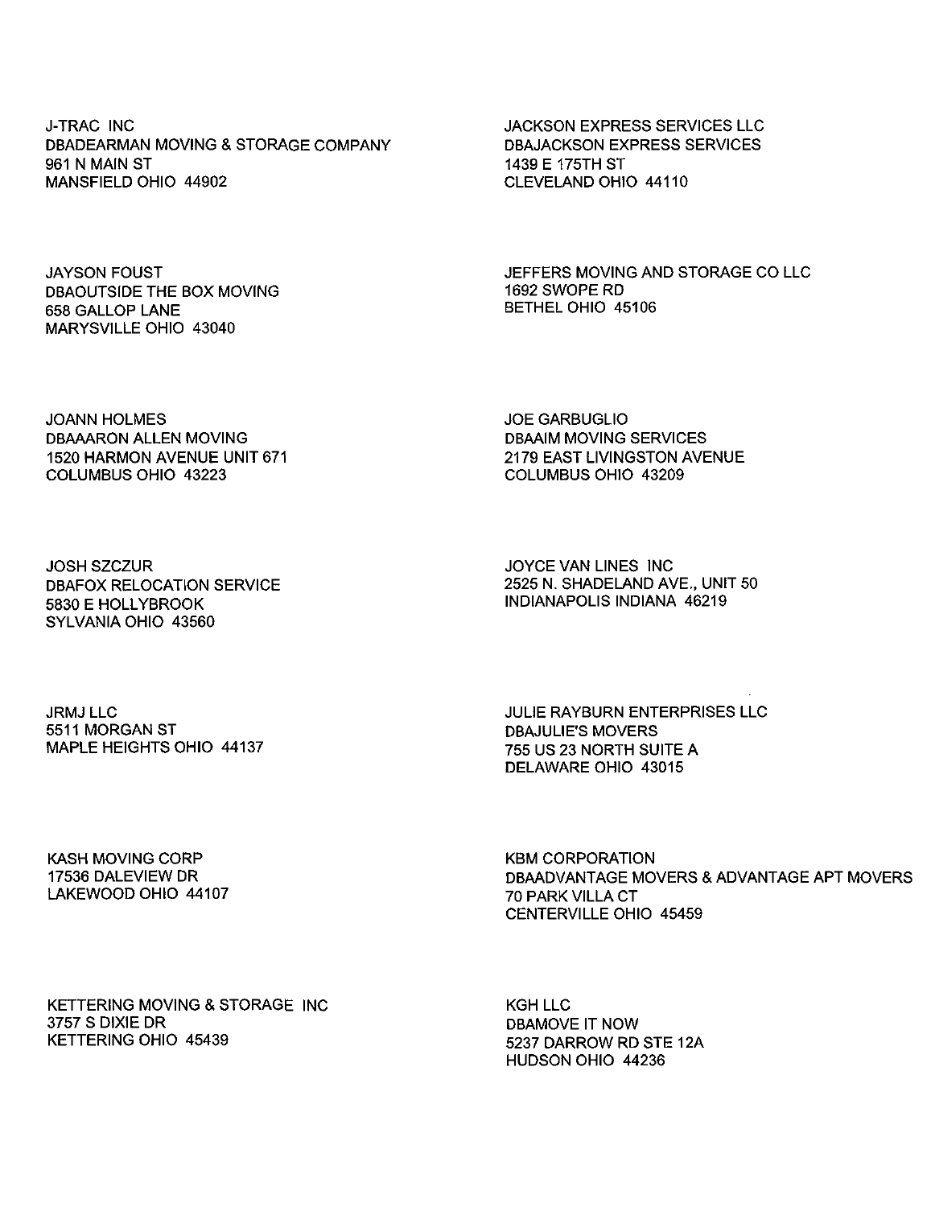J-TRAC INC
DBADEARMAN MOVING & STORAGE COMPANY
961 N MAIN ST
MANSFIELD OHIO 44902

JACKSON EXPRESS SERVICES LLC
DBAJACKSON EXPRESS SERVICES
1439 E 175TH ST
CLEVELAND OHIO 44110

JAYSON FOUST
DBAOUTSIDE THE BOX MOVING
658 GALLOP LANE
MARYSVILLE OHIO 43040

JEFFERS MOVING AND STORAGE CO LLC
1692 SWOPE RD
BETHEL OHIO 45106

JOANN HOLMES
DBAAARON ALLEN MOVING
1520 HARMON AVENUE UNIT 671
COLUMBUS OHIO 43223

JOE GARBUGLIO
DBAAIM MOVING SERVICES
2179 EAST LIVINGSTON AVENUE
COLUMBUS OHIO 43209

JOSH SZCZUR
DBAFOX RELOCATION SERVICE
5830 E HOLLYBROOK
SYLVANIA OHIO 43560

JOYCE VAN LINES INC
2525 N. SHADELAND AVE., UNIT 50
INDIANAPOLIS INDIANA 46219

JRMJ LLC
5511 MORGAN ST
MAPLE HEIGHTS OHIO 44137

JULIE RAYBURN ENTERPRISES LLC
DBAJULIE'S MOVERS
755 US 23 NORTH SUITE A
DELAWARE OHIO 43015

KASH MOVING CORP
17536 DALEVIEW DR
LAKEWOOD OHIO 44107

KBM CORPORATION
DBAADVANTAGE MOVERS & ADVANTAGE APT MOVERS
70 PARK VILLA CT
CENTERVILLE OHIO 45459

KETTERING MOVING & STORAGE INC
3757 S DIXIE DR
KETTERING OHIO 45439

KGH LLC
DBAMOVE IT NOW
5237 DARROW RD STE 12A
HUDSON OHIO 44236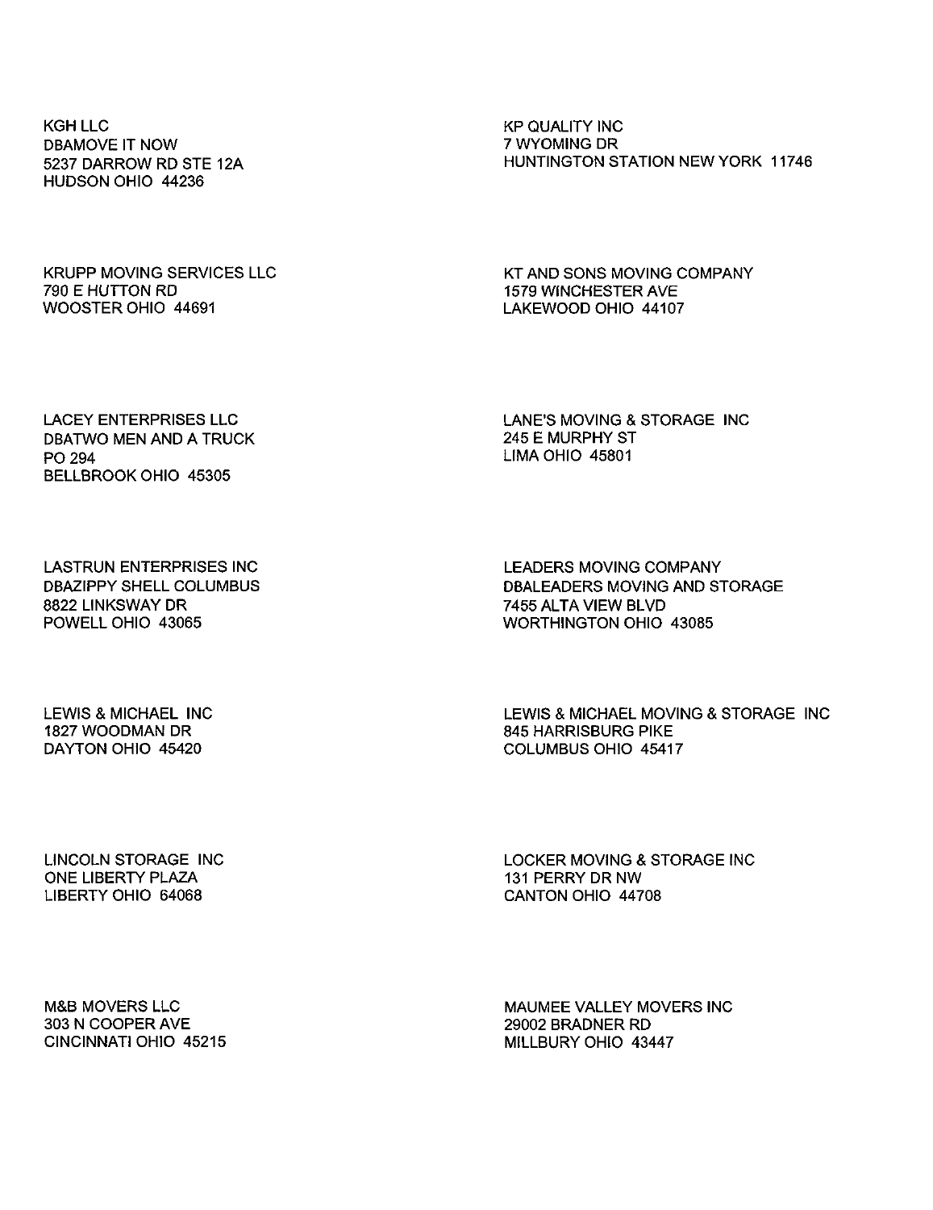KGH LLC
DBAMOVE IT NOW
5237 DARROW RD STE 12A
HUDSON OHIO 44236

KP QUALITY INC
7 WYOMING DR
HUNTINGTON STATION NEW YORK 11746

KRUPP MOVING SERVICES LLC
790 E HUTTON RD
WOOSTER OHIO 44691

KT AND SONS MOVING COMPANY
1579 WINCHESTER AVE
LAKEWOOD OHIO 44107

LACEY ENTERPRISES LLC
DBATWO MEN AND A TRUCK
PO 294
BELLBROOK OHIO 45305

LANE'S MOVING & STORAGE INC
245 E MURPHY ST
LIMA OHIO 45801

LASTRUN ENTERPRISES INC
DBAZIPPY SHELL COLUMBUS
8822 LINKSWAY DR
POWELL OHIO 43065

LEADERS MOVING COMPANY
DBALEADERS MOVING AND STORAGE
7455 ALTA VIEW BLVD
WORTHINGTON OHIO 43085

LEWIS & MICHAEL INC
1827 WOODMAN DR
DAYTON OHIO 45420

LEWIS & MICHAEL MOVING & STORAGE INC
845 HARRISBURG PIKE
COLUMBUS OHIO 45417

LINCOLN STORAGE INC
ONE LIBERTY PLAZA
LIBERTY OHIO 64068

LOCKER MOVING & STORAGE INC
131 PERRY DR NW
CANTON OHIO 44708

M&B MOVERS LLC
303 N COOPER AVE
CINCINNATI OHIO 45215

MAUMEE VALLEY MOVERS INC
29002 BRADNER RD
MILLBURY OHIO 43447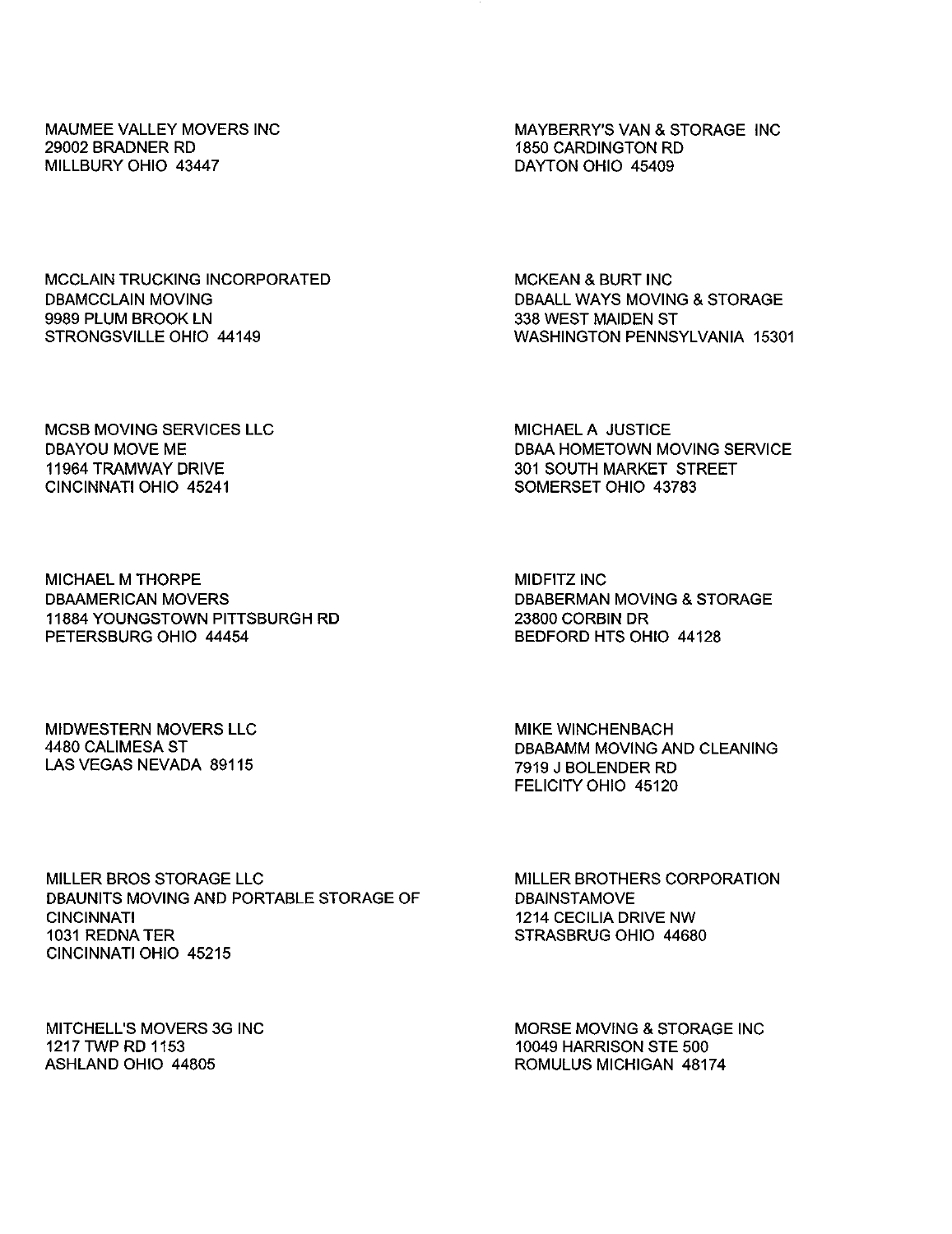MAUMEE VALLEY MOVERS INC
29002 BRADNER RD
MILLBURY OHIO 43447

MAYBERRY'S VAN & STORAGE INC
1850 CARDINGTON RD
DAYTON OHIO 45409

MCCLAIN TRUCKING INCORPORATED
DBAMCCLAIN MOVING
9989 PLUM BROOK LN
STRONGSVILLE OHIO 44149

MCKEAN & BURT INC
DBAALL WAYS MOVING & STORAGE
338 WEST MAIDEN ST
WASHINGTON PENNSYLVANIA 15301

MCSB MOVING SERVICES LLC
DBAYOU MOVE ME
11964 TRAMWAY DRIVE
CINCINNATI OHIO 45241

MICHAEL A JUSTICE
DBAA HOMETOWN MOVING SERVICE
301 SOUTH MARKET STREET
SOMERSET OHIO 43783

MICHAEL M THORPE
DBAAMERICAN MOVERS
11884 YOUNGSTOWN PITTSBURGH RD
PETERSBURG OHIO 44454

MIDFITZ INC
DBABERMAN MOVING & STORAGE
23800 CORBIN DR
BEDFORD HTS OHIO 44128

MIDWESTERN MOVERS LLC
4480 CALIMESA ST
LAS VEGAS NEVADA 89115

MIKE WINCHENBACH
DBABAMM MOVING AND CLEANING
7919 J BOLENDER RD
FELICITY OHIO 45120

MILLER BROS STORAGE LLC
DBAUNITS MOVING AND PORTABLE STORAGE OF CINCINNATI
1031 REDNA TER
CINCINNATI OHIO 45215

MILLER BROTHERS CORPORATION
DBAINSTAMOVE
1214 CECILIA DRIVE NW
STRASBRUG OHIO 44680

MITCHELL'S MOVERS 3G INC
1217 TWP RD 1153
ASHLAND OHIO 44805

MORSE MOVING & STORAGE INC
10049 HARRISON STE 500
ROMULUS MICHIGAN 48174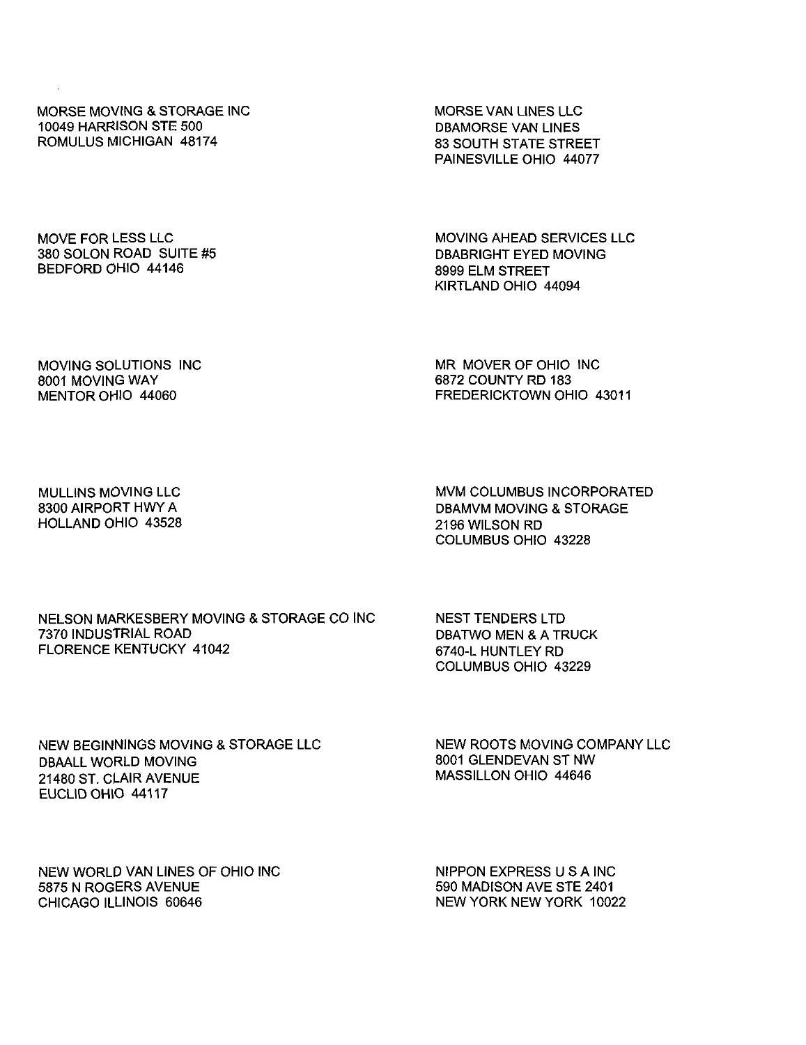MORSE MOVING & STORAGE INC
10049 HARRISON STE 500
ROMULUS MICHIGAN 48174

MORSE VAN LINES LLC
DBAMORSE VAN LINES
83 SOUTH STATE STREET
PAINESVILLE OHIO 44077

MOVE FOR LESS LLC
380 SOLON ROAD SUITE #5
BEDFORD OHIO 44146

MOVING AHEAD SERVICES LLC
DBABRIGHT EYED MOVING
8999 ELM STREET
KIRTLAND OHIO 44094

MOVING SOLUTIONS INC
8001 MOVING WAY
MENTOR OHIO 44060

MR MOVER OF OHIO INC
6872 COUNTY RD 183
FREDERICKTOWN OHIO 43011

MULLINS MOVING LLC
8300 AIRPORT HWY A
HOLLAND OHIO 43528

MVM COLUMBUS INCORPORATED
DBAMVM MOVING & STORAGE
2196 WILSON RD
COLUMBUS OHIO 43228

NELSON MARKESBERY MOVING & STORAGE CO INC
7370 INDUSTRIAL ROAD
FLORENCE KENTUCKY 41042

NEST TENDERS LTD
DBATWO MEN & A TRUCK
6740-L HUNTLEY RD
COLUMBUS OHIO 43229

NEW BEGINNINGS MOVING & STORAGE LLC
DBAALL WORLD MOVING
21480 ST. CLAIR AVENUE
EUCLID OHIO 44117

NEW ROOTS MOVING COMPANY LLC
8001 GLENDEVAN ST NW
MASSILLON OHIO 44646

NEW WORLD VAN LINES OF OHIO INC
5875 N ROGERS AVENUE
CHICAGO ILLINOIS 60646

NIPPON EXPRESS U S A INC
590 MADISON AVE STE 2401
NEW YORK NEW YORK 10022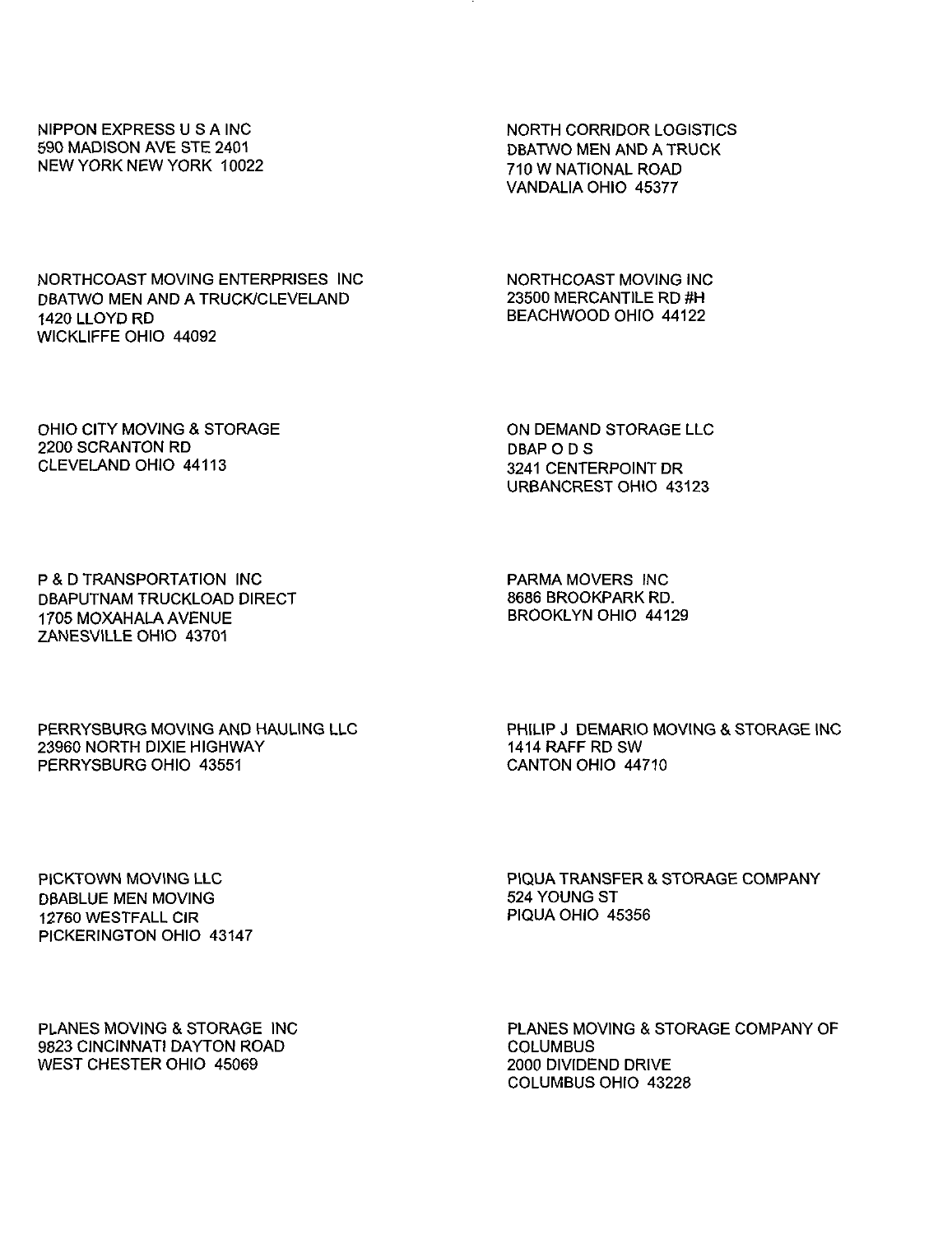NIPPON EXPRESS U S A INC
590 MADISON AVE STE 2401
NEW YORK NEW YORK 10022

NORTH CORRIDOR LOGISTICS
DBATWO MEN AND A TRUCK
710 W NATIONAL ROAD
VANDALIA OHIO 45377

NORTHCOAST MOVING ENTERPRISES INC
DBATWO MEN AND A TRUCK/CLEVELAND
1420 LLOYD RD
WICKLIFFE OHIO 44092

NORTHCOAST MOVING INC
23500 MERCANTILE RD #H
BEACHWOOD OHIO 44122

OHIO CITY MOVING & STORAGE
2200 SCRANTON RD
CLEVELAND OHIO 44113

ON DEMAND STORAGE LLC
DBAP O D S
3241 CENTERPOINT DR
URBANCREST OHIO 43123

P & D TRANSPORTATION INC
DBAPUTNAM TRUCKLOAD DIRECT
1705 MOXAHALA AVENUE
ZANESVILLE OHIO 43701

PARMA MOVERS INC
8686 BROOKPARK RD.
BROOKLYN OHIO 44129

PERRYSBURG MOVING AND HAULING LLC
23960 NORTH DIXIE HIGHWAY
PERRYSBURG OHIO 43551

PHILIP J DEMARIO MOVING & STORAGE INC
1414 RAFF RD SW
CANTON OHIO 44710

PICKTOWN MOVING LLC
DBABLUE MEN MOVING
12760 WESTFALL CIR
PICKERINGTON OHIO 43147

PIQUA TRANSFER & STORAGE COMPANY
524 YOUNG ST
PIQUA OHIO 45356

PLANES MOVING & STORAGE INC
9823 CINCINNATI DAYTON ROAD
WEST CHESTER OHIO 45069

PLANES MOVING & STORAGE COMPANY OF COLUMBUS
2000 DIVIDEND DRIVE
COLUMBUS OHIO 43228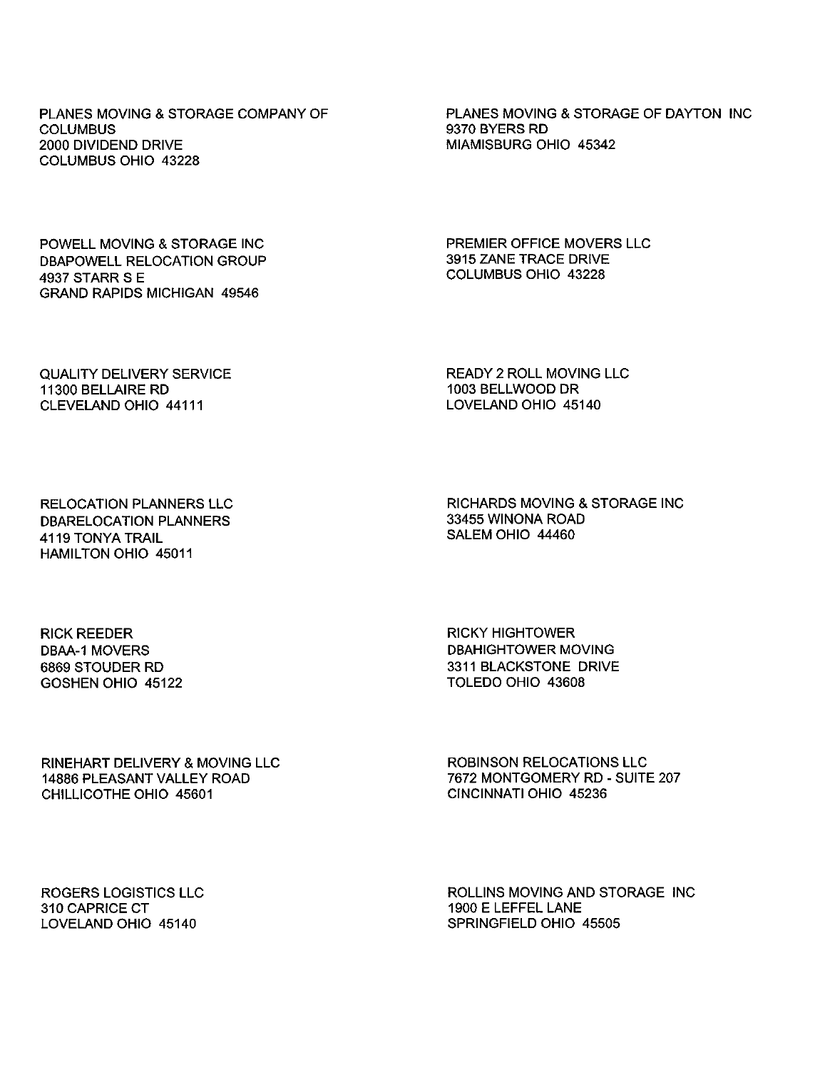PLANES MOVING & STORAGE COMPANY OF
COLUMBUS
2000 DIVIDEND DRIVE
COLUMBUS OHIO 43228

PLANES MOVING & STORAGE OF DAYTON INC
9370 BYERS RD
MIAMISBURG OHIO 45342

POWELL MOVING & STORAGE INC
DBAPOWELL RELOCATION GROUP
4937 STARR S E
GRAND RAPIDS MICHIGAN 49546

PREMIER OFFICE MOVERS LLC
3915 ZANE TRACE DRIVE
COLUMBUS OHIO 43228

QUALITY DELIVERY SERVICE
11300 BELLAIRE RD
CLEVELAND OHIO 44111

READY 2 ROLL MOVING LLC
1003 BELLWOOD DR
LOVELAND OHIO 45140

RELOCATION PLANNERS LLC
DBARELOCATION PLANNERS
4119 TONYA TRAIL
HAMILTON OHIO 45011

RICHARDS MOVING & STORAGE INC
33455 WINONA ROAD
SALEM OHIO 44460

RICK REEDER
DBAA-1 MOVERS
6869 STOUDER RD
GOSHEN OHIO 45122

RICKY HIGHTOWER
DBAHIGHTOWER MOVING
3311 BLACKSTONE DRIVE
TOLEDO OHIO 43608

RINEHART DELIVERY & MOVING LLC
14886 PLEASANT VALLEY ROAD
CHILLICOTHE OHIO 45601

ROBINSON RELOCATIONS LLC
7672 MONTGOMERY RD - SUITE 207
CINCINNATI OHIO 45236

ROGERS LOGISTICS LLC
310 CAPRICE CT
LOVELAND OHIO 45140

ROLLINS MOVING AND STORAGE INC
1900 E LEFFEL LANE
SPRINGFIELD OHIO 45505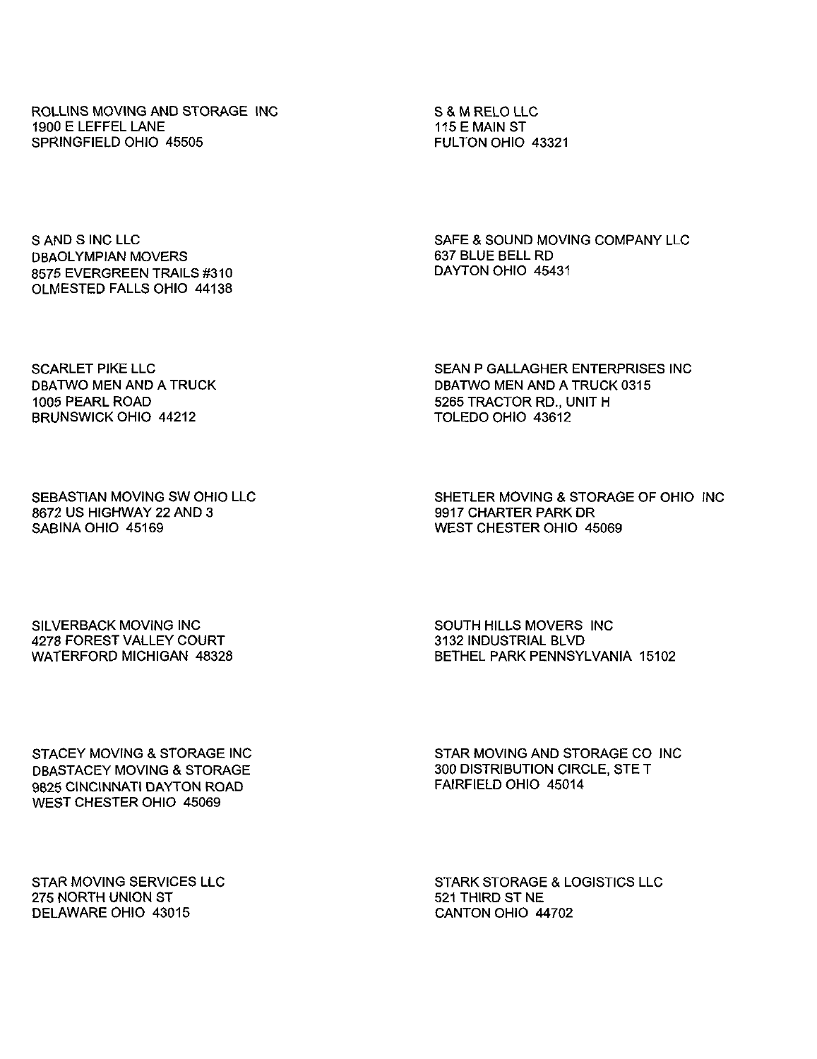ROLLINS MOVING AND STORAGE INC
1900 E LEFFEL LANE
SPRINGFIELD OHIO 45505

S & M RELO LLC
115 E MAIN ST
FULTON OHIO 43321

S AND S INC LLC
DBAOLYMPIAN MOVERS
8575 EVERGREEN TRAILS #310
OLMESTED FALLS OHIO 44138

SAFE & SOUND MOVING COMPANY LLC
637 BLUE BELL RD
DAYTON OHIO 45431

SCARLET PIKE LLC
DBATWO MEN AND A TRUCK
1005 PEARL ROAD
BRUNSWICK OHIO 44212

SEAN P GALLAGHER ENTERPRISES INC
DBATWO MEN AND A TRUCK 0315
5265 TRACTOR RD., UNIT H
TOLEDO OHIO 43612

SEBASTIAN MOVING SW OHIO LLC
8672 US HIGHWAY 22 AND 3
SABINA OHIO 45169

SHETLER MOVING & STORAGE OF OHIO INC
9917 CHARTER PARK DR
WEST CHESTER OHIO 45069

SILVERBACK MOVING INC
4278 FOREST VALLEY COURT
WATERFORD MICHIGAN 48328

SOUTH HILLS MOVERS INC
3132 INDUSTRIAL BLVD
BETHEL PARK PENNSYLVANIA 15102

STACEY MOVING & STORAGE INC
DBASTACEY MOVING & STORAGE
9825 CINCINNATI DAYTON ROAD
WEST CHESTER OHIO 45069

STAR MOVING AND STORAGE CO INC
300 DISTRIBUTION CIRCLE, STE T
FAIRFIELD OHIO 45014

STAR MOVING SERVICES LLC
275 NORTH UNION ST
DELAWARE OHIO 43015

STARK STORAGE & LOGISTICS LLC
521 THIRD ST NE
CANTON OHIO 44702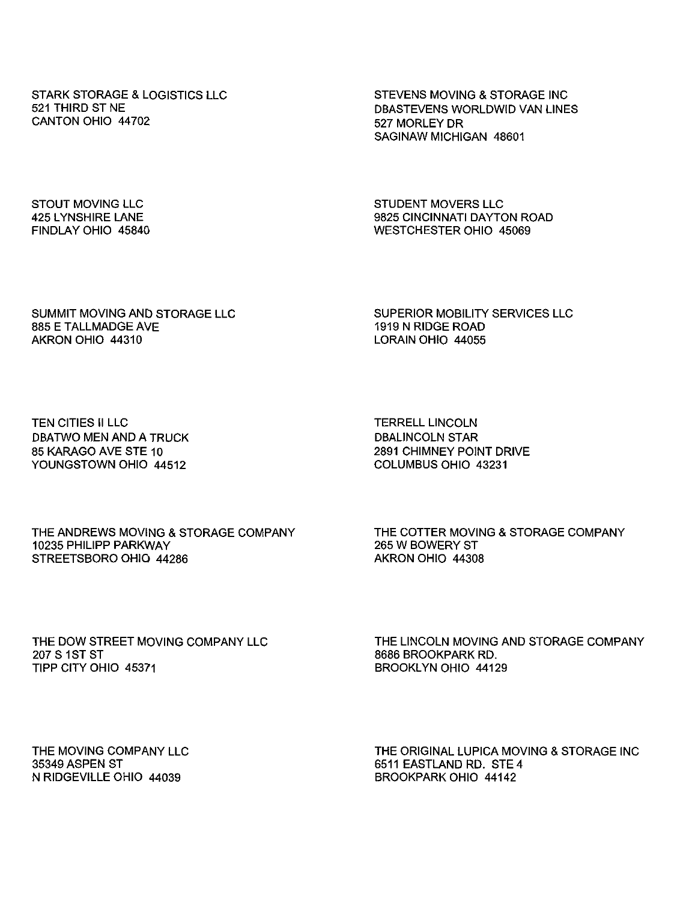STARK STORAGE & LOGISTICS LLC
521 THIRD ST NE
CANTON OHIO 44702

STEVENS MOVING & STORAGE INC
DBASTEVENS WORLDWID VAN LINES
527 MORLEY DR
SAGINAW MICHIGAN 48601

STOUT MOVING LLC
425 LYNSHIRE LANE
FINDLAY OHIO 45840

STUDENT MOVERS LLC
9825 CINCINNATI DAYTON ROAD
WESTCHESTER OHIO 45069

SUMMIT MOVING AND STORAGE LLC
885 E TALLMADGE AVE
AKRON OHIO 44310

SUPERIOR MOBILITY SERVICES LLC
1919 N RIDGE ROAD
LORAIN OHIO 44055

TEN CITIES II LLC
DBATWO MEN AND A TRUCK
85 KARAGO AVE STE 10
YOUNGSTOWN OHIO 44512

TERRELL LINCOLN
DBALINCOLN STAR
2891 CHIMNEY POINT DRIVE
COLUMBUS OHIO 43231

THE ANDREWS MOVING & STORAGE COMPANY
10235 PHILIPP PARKWAY
STREETSBORO OHIO 44286

THE COTTER MOVING & STORAGE COMPANY
265 W BOWERY ST
AKRON OHIO 44308

THE DOW STREET MOVING COMPANY LLC
207 S 1ST ST
TIPP CITY OHIO 45371

THE LINCOLN MOVING AND STORAGE COMPANY
8686 BROOKPARK RD.
BROOKLYN OHIO 44129

THE MOVING COMPANY LLC
35349 ASPEN ST
N RIDGEVILLE OHIO 44039

THE ORIGINAL LUPICA MOVING & STORAGE INC
6511 EASTLAND RD. STE 4
BROOKPARK OHIO 44142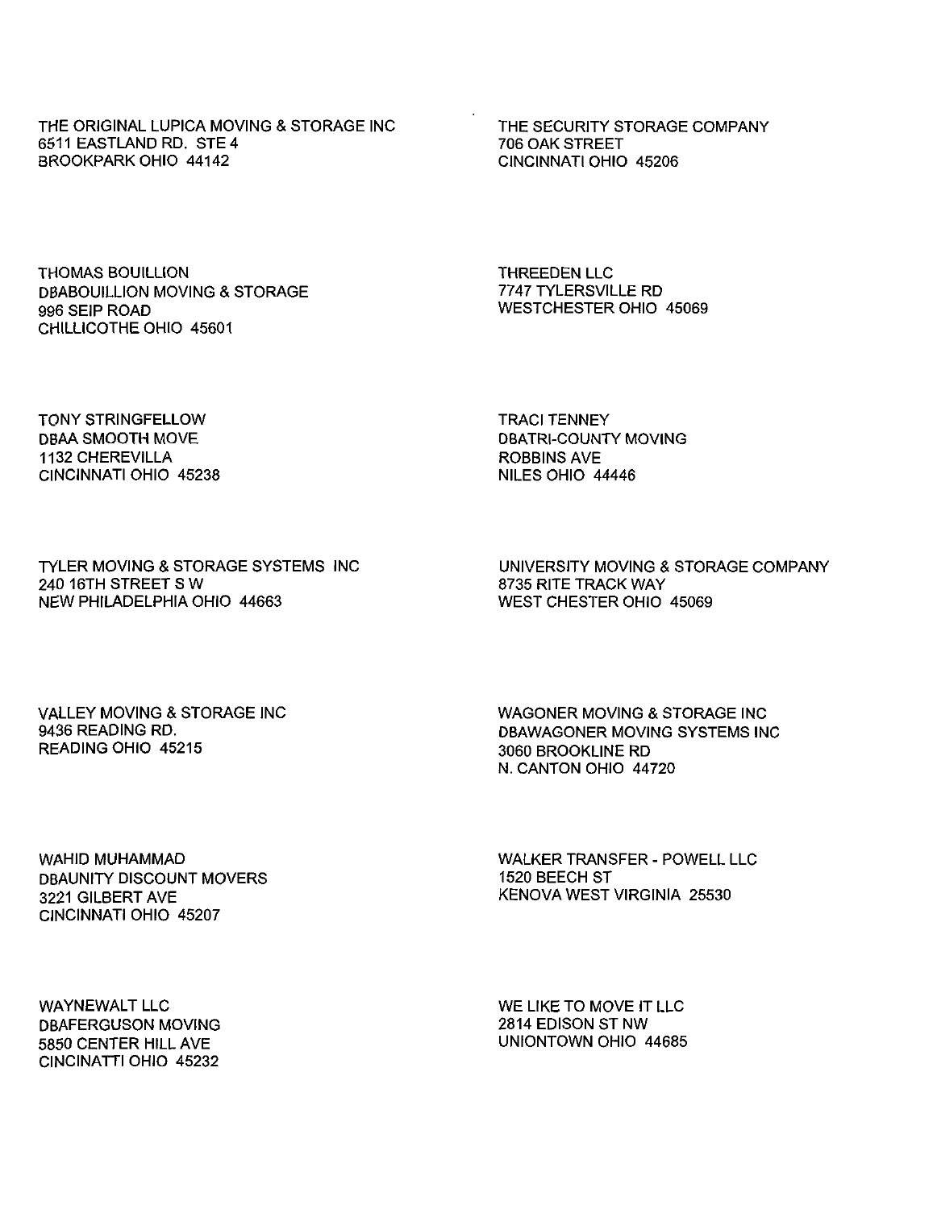THE ORIGINAL LUPICA MOVING & STORAGE INC
6511 EASTLAND RD. STE 4
BROOKPARK OHIO 44142

THE SECURITY STORAGE COMPANY
706 OAK STREET
CINCINNATI OHIO 45206

THOMAS BOUILLION
DBABOUILLION MOVING & STORAGE
996 SEIP ROAD
CHILLICOTHE OHIO 45601

THREEDEN LLC
7747 TYLERSVILLE RD
WESTCHESTER OHIO 45069

TONY STRINGFELLOW
DBAA SMOOTH MOVE
1132 CHEREVILLA
CINCINNATI OHIO 45238

TRACI TENNEY
DBATRI-COUNTY MOVING
ROBBINS AVE
NILES OHIO 44446

TYLER MOVING & STORAGE SYSTEMS INC
240 16TH STREET S W
NEW PHILADELPHIA OHIO 44663

UNIVERSITY MOVING & STORAGE COMPANY
8735 RITE TRACK WAY
WEST CHESTER OHIO 45069

VALLEY MOVING & STORAGE INC
9436 READING RD.
READING OHIO 45215

WAGONER MOVING & STORAGE INC
DBAWAGONER MOVING SYSTEMS INC
3060 BROOKLINE RD
N. CANTON OHIO 44720

WAHID MUHAMMAD
DBAUNITY DISCOUNT MOVERS
3221 GILBERT AVE
CINCINNATI OHIO 45207

WALKER TRANSFER - POWELL LLC
1520 BEECH ST
KENOVA WEST VIRGINIA 25530

WAYNEWALT LLC
DBAFERGUSON MOVING
5850 CENTER HILL AVE
CINCINATTI OHIO 45232

WE LIKE TO MOVE IT LLC
2814 EDISON ST NW
UNIONTOWN OHIO 44685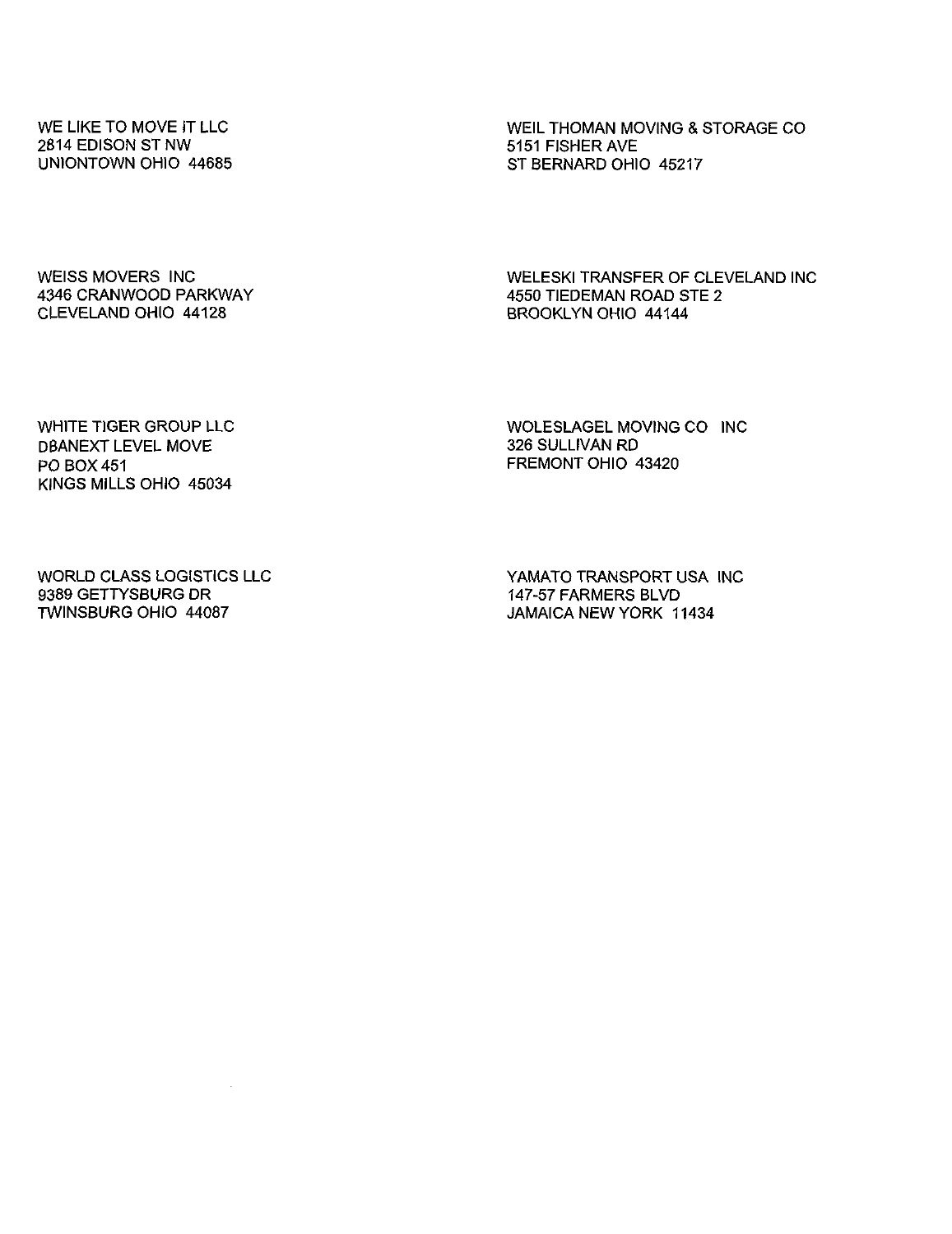WE LIKE TO MOVE IT LLC
2814 EDISON ST NW
UNIONTOWN OHIO 44685

WEIL THOMAN MOVING & STORAGE CO
5151 FISHER AVE
ST BERNARD OHIO 45217

WEISS MOVERS INC
4346 CRANWOOD PARKWAY
CLEVELAND OHIO 44128

WELESKI TRANSFER OF CLEVELAND INC
4550 TIEDEMAN ROAD STE 2
BROOKLYN OHIO 44144

WHITE TIGER GROUP LLC
DBANEXT LEVEL MOVE
PO BOX 451
KINGS MILLS OHIO 45034

WOLESLAGEL MOVING CO INC
326 SULLIVAN RD
FREMONT OHIO 43420

WORLD CLASS LOGISTICS LLC
9389 GETTYSBURG DR
TWINSBURG OHIO 44087

YAMATO TRANSPORT USA INC
147-57 FARMERS BLVD
JAMAICA NEW YORK 11434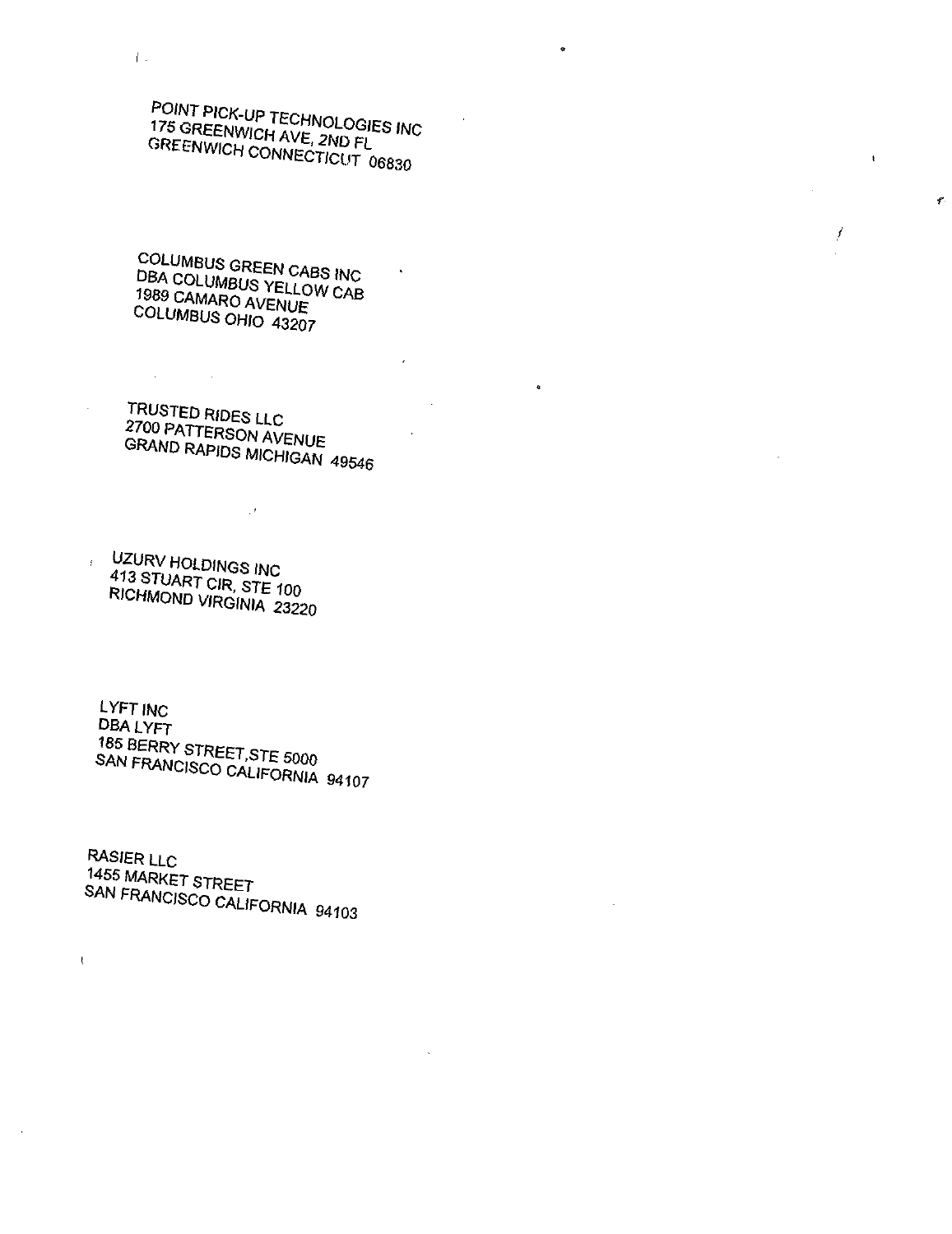POINT PICK-UP TECHNOLOGIES INC
175 GREENWICH AVE, 2ND FL
GREENWICH CONNECTICUT 06830

COLUMBUS GREEN CABS INC
DBA COLUMBUS YELLOW CAB
1989 CAMARO AVENUE
COLUMBUS OHIO 43207

TRUSTED RIDES LLC
2700 PATTERSON AVENUE
GRAND RAPIDS MICHIGAN 49546

UZURV HOLDINGS INC
413 STUART CIR, STE 100
RICHMOND VIRGINIA 23220

LYFT INC
DBA LYFT
185 BERRY STREET,STE 5000
SAN FRANCISCO CALIFORNIA 94107

RASIER LLC
1455 MARKET STREET
SAN FRANCISCO CALIFORNIA 94103